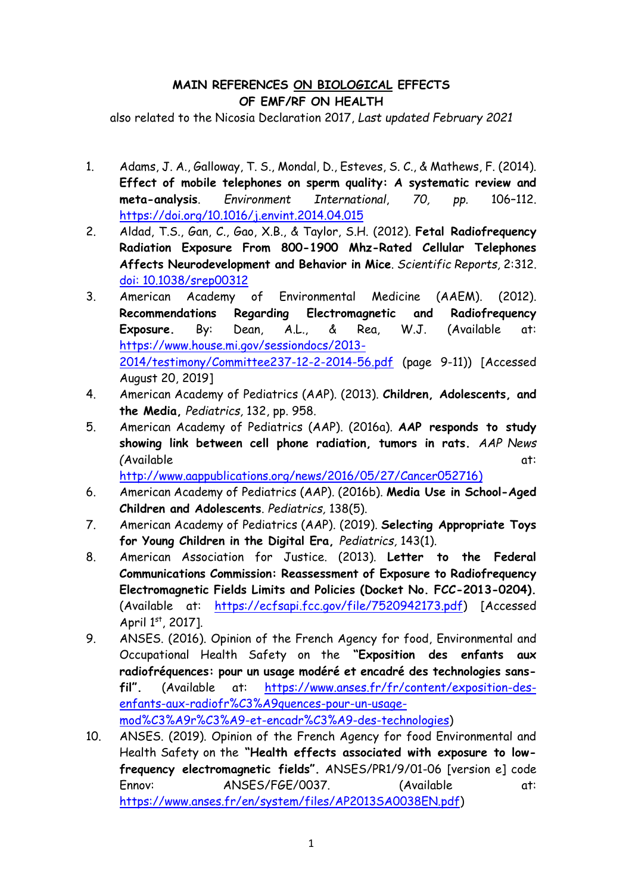# MAIN REFERENCES ON BIOLOGICAL EFFECTS OF EMF/RF ON HEALTH

also related to the Nicosia Declaration 2017, *Last updated February 2021*

1. Adams, J. A., Galloway, T. S., Mondal, D., Esteves, S. C., & Mathews, F. (2014). **Effect of mobile telephones on sperm quality: A systematic review and meta-analysis**. *Environment International*, *70, pp.* 106–112. https://doi.org/10.1016/j.envint.2014.04.015
2. Aldad, T.S., Gan, C., Gao, X.B., & Taylor, S.H. (2012). **Fetal Radiofrequency Radiation Exposure From 800-1900 Mhz-Rated Cellular Telephones Affects Neurodevelopment and Behavior in Mice**. *Scientific Reports,* 2:312. doi: 10.1038/srep00312
3. American Academy of Environmental Medicine (AAEM). (2012). **Recommendations Regarding Electromagnetic and Radiofrequency Exposure.** By: Dean, A.L., & Rea, W.J. (Available at: https://www.house.mi.gov/sessiondocs/2013-2014/testimony/Committee237-12-2-2014-56.pdf (page 9-11)) [Accessed August 20, 2019]
4. American Academy of Pediatrics (AAP). (2013). **Children, Adolescents, and the Media,** *Pediatrics,* 132, pp. 958.
5. American Academy of Pediatrics (AAP). (2016a). **AAP responds to study showing link between cell phone radiation, tumors in rats.** *AAP News (*Available at: http://www.aappublications.org/news/2016/05/27/Cancer052716)
6. American Academy of Pediatrics (AAP). (2016b). **Media Use in School-Aged Children and Adolescents**. *Pediatrics,* 138(5).
7. American Academy of Pediatrics (AAP). (2019). **Selecting Appropriate Toys for Young Children in the Digital Era,** *Pediatrics,* 143(1).
8. American Association for Justice. (2013). **Letter to the Federal Communications Commission: Reassessment of Exposure to Radiofrequency Electromagnetic Fields Limits and Policies (Docket No. FCC-2013-0204).** (Available at: https://ecfsapi.fcc.gov/file/7520942173.pdf) [Accessed April 1st, 2017].
9. ANSES. (2016). Opinion of the French Agency for food, Environmental and Occupational Health Safety on the **"Exposition des enfants aux radiofréquences: pour un usage modéré et encadré des technologies sans-fil".** (Available at: https://www.anses.fr/fr/content/exposition-des-enfants-aux-radiofr%C3%A9quences-pour-un-usage-mod%C3%A9r%C3%A9-et-encadr%C3%A9-des-technologies)
10. ANSES. (2019). Opinion of the French Agency for food Environmental and Health Safety on the **"Health effects associated with exposure to low-frequency electromagnetic fields".** ANSES/PR1/9/01-06 [version e] code Ennov: ANSES/FGE/0037. (Available at: https://www.anses.fr/en/system/files/AP2013SA0038EN.pdf)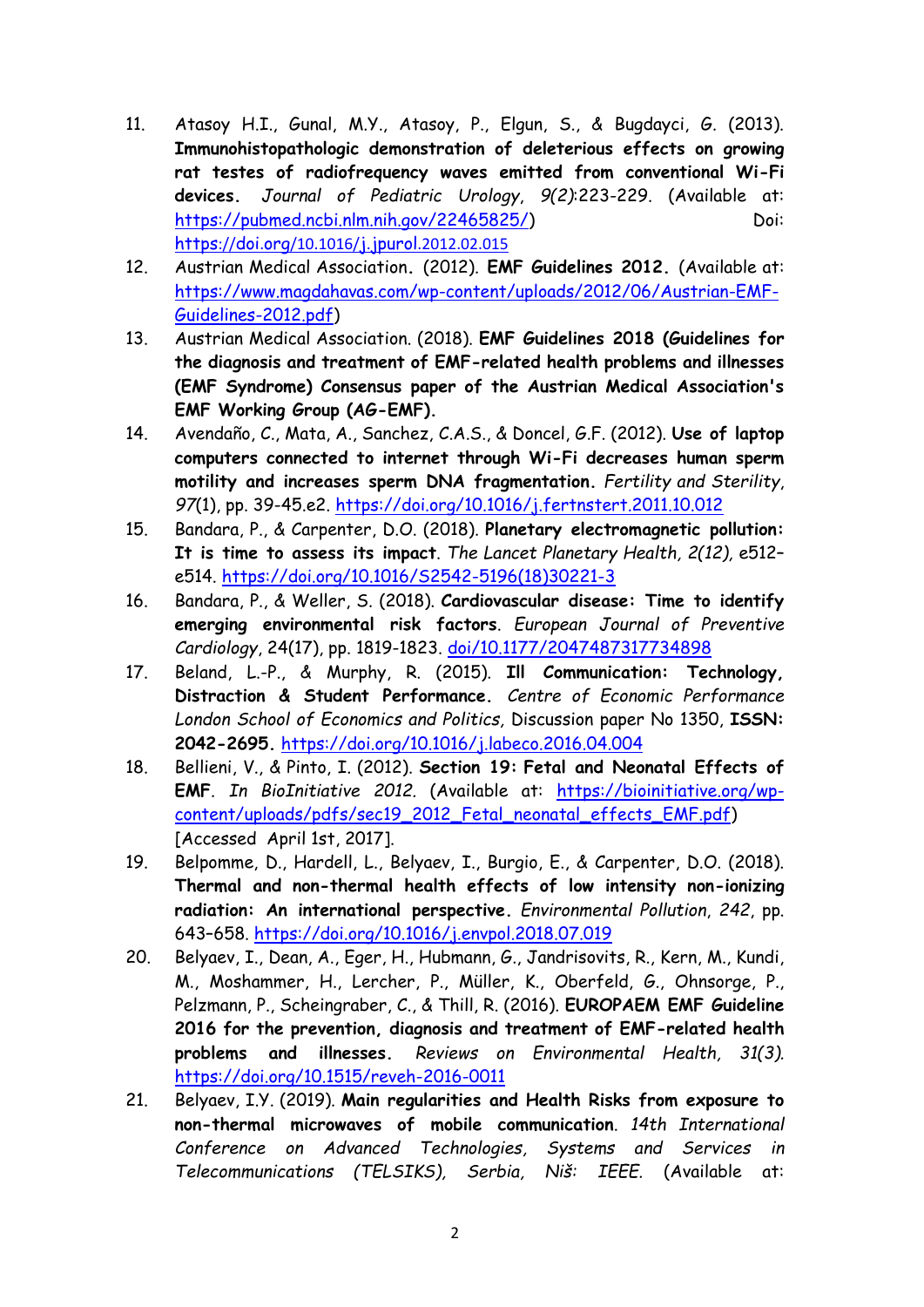11. Atasoy H.I., Gunal, M.Y., Atasoy, P., Elgun, S., & Bugdayci, G. (2013). **Immunohistopathologic demonstration of deleterious effects on growing rat testes of radiofrequency waves emitted from conventional Wi-Fi devices.** *Journal of Pediatric Urology, 9(2)*:223-229. (Available at: https://pubmed.ncbi.nlm.nih.gov/22465825/) Doi: https://doi.org/10.1016/j.jpurol.2012.02.015
12. Austrian Medical Association. (2012). **EMF Guidelines 2012.** (Available at: https://www.magdahavas.com/wp-content/uploads/2012/06/Austrian-EMF-Guidelines-2012.pdf)
13. Austrian Medical Association. (2018). **EMF Guidelines 2018 (Guidelines for the diagnosis and treatment of EMF-related health problems and illnesses (EMF Syndrome) Consensus paper of the Austrian Medical Association's EMF Working Group (AG-EMF).**
14. Avendaño, C., Mata, A., Sanchez, C.A.S., & Doncel, G.F. (2012). **Use of laptop computers connected to internet through Wi-Fi decreases human sperm motility and increases sperm DNA fragmentation.** *Fertility and Sterility*, *97*(1), pp. 39-45.e2. https://doi.org/10.1016/j.fertnstert.2011.10.012
15. Bandara, P., & Carpenter, D.O. (2018). **Planetary electromagnetic pollution: It is time to assess its impact**. *The Lancet Planetary Health, 2(12),* e512–e514. https://doi.org/10.1016/S2542-5196(18)30221-3
16. Bandara, P., & Weller, S. (2018). **Cardiovascular disease: Time to identify emerging environmental risk factors**. *European Journal of Preventive Cardiology*, 24(17), pp. 1819-1823. doi/10.1177/2047487317734898
17. Beland, L.-P., & Murphy, R. (2015). **Ill Communication: Technology, Distraction & Student Performance.** *Centre of Economic Performance London School of Economics and Politics,* Discussion paper No 1350, **ISSN: 2042-2695.** https://doi.org/10.1016/j.labeco.2016.04.004
18. Bellieni, V., & Pinto, I. (2012). **Section 19: Fetal and Neonatal Effects of EMF**. *In BioInitiative 2012.* (Available at: https://bioinitiative.org/wp-content/uploads/pdfs/sec19_2012_Fetal_neonatal_effects_EMF.pdf) [Accessed April 1st, 2017].
19. Belpomme, D., Hardell, L., Belyaev, I., Burgio, E., & Carpenter, D.O. (2018). **Thermal and non-thermal health effects of low intensity non-ionizing radiation: An international perspective.** *Environmental Pollution*, *242*, pp. 643–658. https://doi.org/10.1016/j.envpol.2018.07.019
20. Belyaev, I., Dean, A., Eger, H., Hubmann, G., Jandrisovits, R., Kern, M., Kundi, M., Moshammer, H., Lercher, P., Müller, K., Oberfeld, G., Ohnsorge, P., Pelzmann, P., Scheingraber, C., & Thill, R. (2016). **EUROPAEM EMF Guideline 2016 for the prevention, diagnosis and treatment of EMF-related health problems and illnesses.** *Reviews on Environmental Health, 31(3).* https://doi.org/10.1515/reveh-2016-0011
21. Belyaev, I.Y. (2019). **Main regularities and Health Risks from exposure to non-thermal microwaves of mobile communication**. *14th International Conference on Advanced Technologies, Systems and Services in Telecommunications (TELSIKS), Serbia, Niš: IEEE.* (Available at: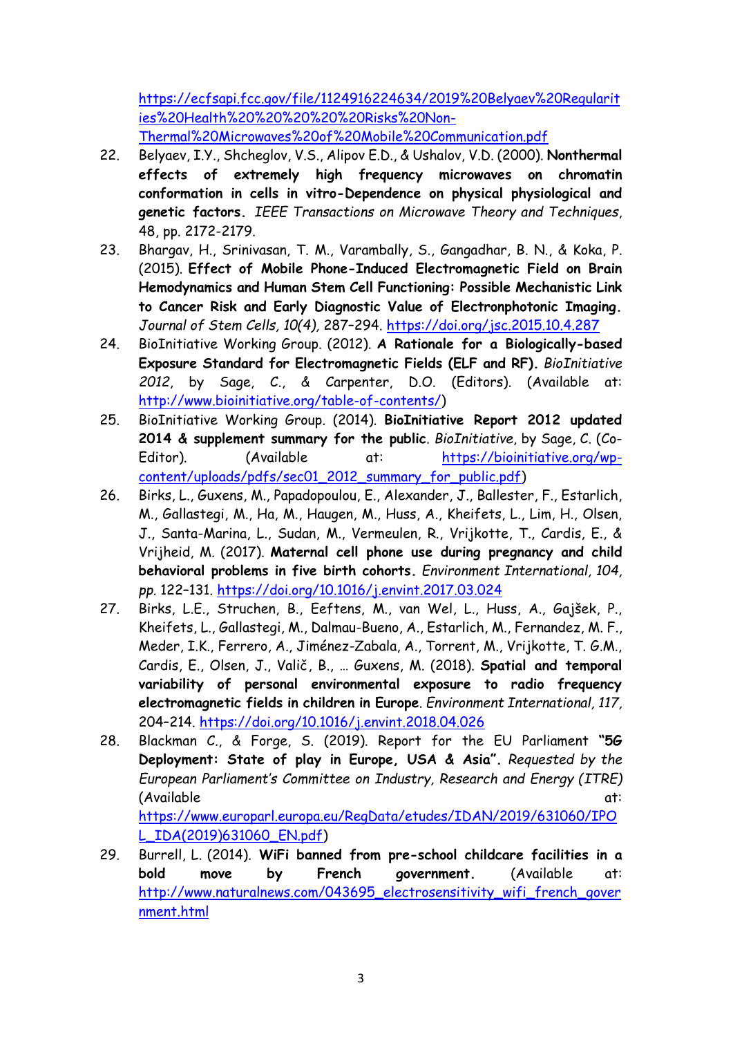https://ecfsapi.fcc.gov/file/1124916224634/2019%20Belyaev%20Regularities%20Health%20%20%20%20%20Risks%20Non-Thermal%20Microwaves%20of%20Mobile%20Communication.pdf

22. Belyaev, I.Y., Shcheglov, V.S., Alipov E.D., & Ushalov, V.D. (2000). **Nonthermal effects of extremely high frequency microwaves on chromatin conformation in cells in vitro-Dependence on physical physiological and genetic factors.** *IEEE Transactions on Microwave Theory and Techniques*, 48, pp. 2172-2179.
23. Bhargav, H., Srinivasan, T. M., Varambally, S., Gangadhar, B. N., & Koka, P. (2015). **Effect of Mobile Phone-Induced Electromagnetic Field on Brain Hemodynamics and Human Stem Cell Functioning: Possible Mechanistic Link to Cancer Risk and Early Diagnostic Value of Electronphotonic Imaging.** *Journal of Stem Cells, 10(4),* 287–294. https://doi.org/jsc.2015.10.4.287
24. BioInitiative Working Group. (2012). **A Rationale for a Biologically-based Exposure Standard for Electromagnetic Fields (ELF and RF).** *BioInitiative 2012*, by Sage, C., & Carpenter, D.O. (Editors). (Available at: http://www.bioinitiative.org/table-of-contents/)
25. BioInitiative Working Group. (2014). **BioInitiative Report 2012 updated 2014 & supplement summary for the public**. *BioInitiative*, by Sage, C. (Co-Editor). (Available at: https://bioinitiative.org/wp-content/uploads/pdfs/sec01_2012_summary_for_public.pdf)
26. Birks, L., Guxens, M., Papadopoulou, E., Alexander, J., Ballester, F., Estarlich, M., Gallastegi, M., Ha, M., Haugen, M., Huss, A., Kheifets, L., Lim, H., Olsen, J., Santa-Marina, L., Sudan, M., Vermeulen, R., Vrijkotte, T., Cardis, E., & Vrijheid, M. (2017). **Maternal cell phone use during pregnancy and child behavioral problems in five birth cohorts.** *Environment International, 104, pp.* 122–131. https://doi.org/10.1016/j.envint.2017.03.024
27. Birks, L.E., Struchen, B., Eeftens, M., van Wel, L., Huss, A., Gajšek, P., Kheifets, L., Gallastegi, M., Dalmau-Bueno, A., Estarlich, M., Fernandez, M. F., Meder, I.K., Ferrero, A., Jiménez-Zabala, A., Torrent, M., Vrijkotte, T. G.M., Cardis, E., Olsen, J., Valič, B., … Guxens, M. (2018). **Spatial and temporal variability of personal environmental exposure to radio frequency electromagnetic fields in children in Europe**. *Environment International, 117,* 204–214. https://doi.org/10.1016/j.envint.2018.04.026
28. Blackman C., & Forge, S. (2019). Report for the EU Parliament **"5G Deployment: State of play in Europe, USA & Asia".** *Requested by the European Parliament's Committee on Industry, Research and Energy (ITRE)* (Available at: https://www.europarl.europa.eu/RegData/etudes/IDAN/2019/631060/IPOL_IDA(2019)631060_EN.pdf)
29. Burrell, L. (2014). **WiFi banned from pre-school childcare facilities in a bold move by French government.** (Available at: http://www.naturalnews.com/043695_electrosensitivity_wifi_french_government.html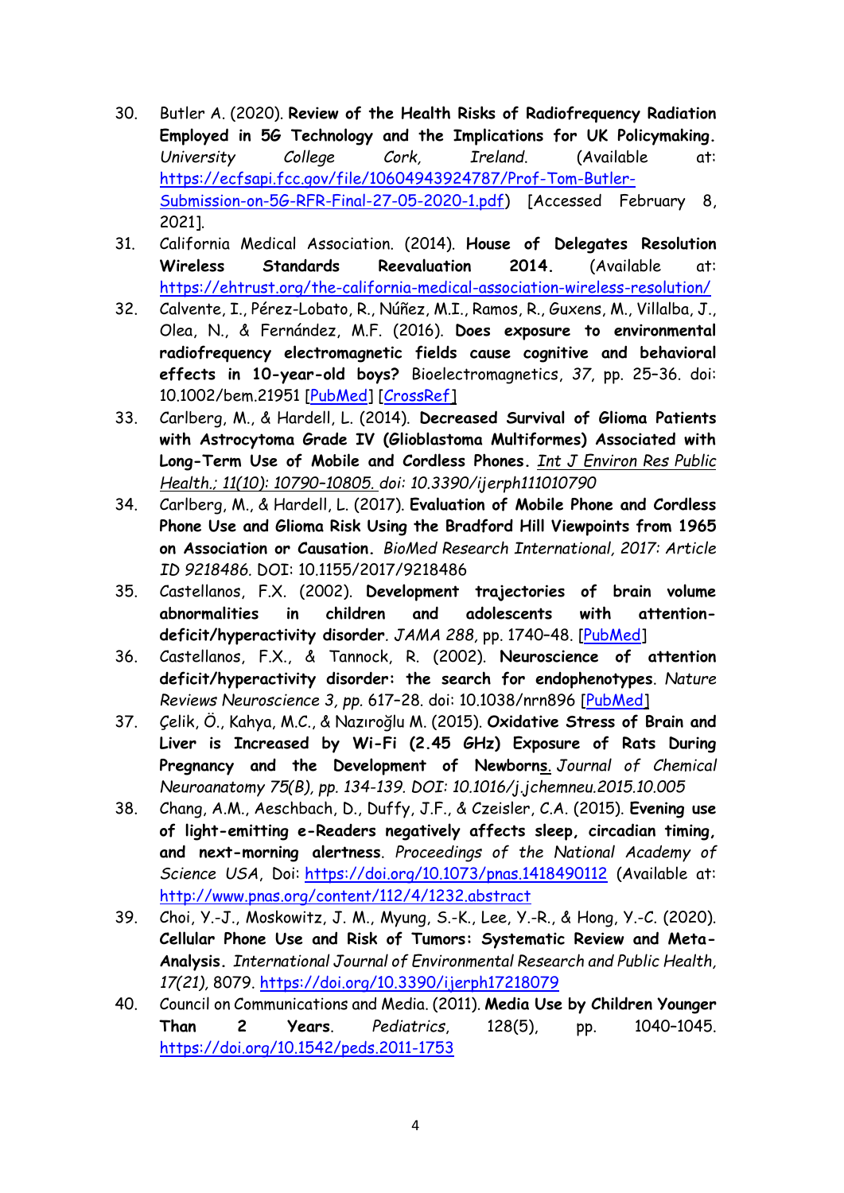30. Butler A. (2020). **Review of the Health Risks of Radiofrequency Radiation Employed in 5G Technology and the Implications for UK Policymaking.** *University College Cork, Ireland.* (Available at: [https://ecfsapi.fcc.gov/file/10604943924787/Prof-Tom-Butler-Submission-on-5G-RFR-Final-27-05-2020-1.pdf](https://ecfsapi.fcc.gov/file/10604943924787/Prof-Tom-Butler-Submission-on-5G-RFR-Final-27-05-2020-1.pdf)) [Accessed February 8, 2021].
31. California Medical Association. (2014). **House of Delegates Resolution Wireless Standards Reevaluation 2014.** (Available at: [https://ehtrust.org/the-california-medical-association-wireless-resolution/](https://ehtrust.org/the-california-medical-association-wireless-resolution/)
32. Calvente, I., Pérez-Lobato, R., Núñez, M.I., Ramos, R., Guxens, M., Villalba, J., Olea, N., & Fernández, M.F. (2016). **Does exposure to environmental radiofrequency electromagnetic fields cause cognitive and behavioral effects in 10-year-old boys?** Bioelectromagnetics, *37*, pp. 25–36. doi: 10.1002/bem.21951 [PubMed] [CrossRef]
33. Carlberg, M., & Hardell, L. (2014). **Decreased Survival of Glioma Patients with Astrocytoma Grade IV (Glioblastoma Multiformes) Associated with Long-Term Use of Mobile and Cordless Phones.** *Int J Environ Res Public Health.; 11(10): 10790–10805. doi: 10.3390/ijerph111010790*
34. Carlberg, M., & Hardell, L. (2017). **Evaluation of Mobile Phone and Cordless Phone Use and Glioma Risk Using the Bradford Hill Viewpoints from 1965 on Association or Causation.** *BioMed Research International, 2017: Article ID 9218486.* DOI: 10.1155/2017/9218486
35. Castellanos, F.X. (2002). **Development trajectories of brain volume abnormalities in children and adolescents with attention-deficit/hyperactivity disorder**. *JAMA 288,* pp. 1740–48. [PubMed]
36. Castellanos, F.X., & Tannock, R. (2002). **Neuroscience of attention deficit/hyperactivity disorder: the search for endophenotypes**. *Nature Reviews Neuroscience 3, pp.* 617–28. doi: 10.1038/nrn896 [PubMed]
37. Çelik, Ö., Kahya, M.C., & Nazıroğlu M. (2015). **Oxidative Stress of Brain and Liver is Increased by Wi-Fi (2.45 GHz) Exposure of Rats During Pregnancy and the Development of Newborns**. *Journal of Chemical Neuroanatomy 75(B), pp. 134-139. DOI: 10.1016/j.jchemneu.2015.10.005*
38. Chang, A.M., Aeschbach, D., Duffy, J.F., & Czeisler, C.A. (2015). **Evening use of light-emitting e-Readers negatively affects sleep, circadian timing, and next-morning alertness**. *Proceedings of the National Academy of Science USA*, Doi: [https://doi.org/10.1073/pnas.1418490112](https://doi.org/10.1073/pnas.1418490112) (Available at: [http://www.pnas.org/content/112/4/1232.abstract](http://www.pnas.org/content/112/4/1232.abstract)
39. Choi, Y.-J., Moskowitz, J. M., Myung, S.-K., Lee, Y.-R., & Hong, Y.-C. (2020). **Cellular Phone Use and Risk of Tumors: Systematic Review and Meta-Analysis.** *International Journal of Environmental Research and Public Health, 17(21),* 8079. [https://doi.org/10.3390/ijerph17218079](https://doi.org/10.3390/ijerph17218079)
40. Council on Communications and Media. (2011). **Media Use by Children Younger Than 2 Years**. *Pediatrics*, 128(5), pp. 1040–1045. [https://doi.org/10.1542/peds.2011-1753](https://doi.org/10.1542/peds.2011-1753)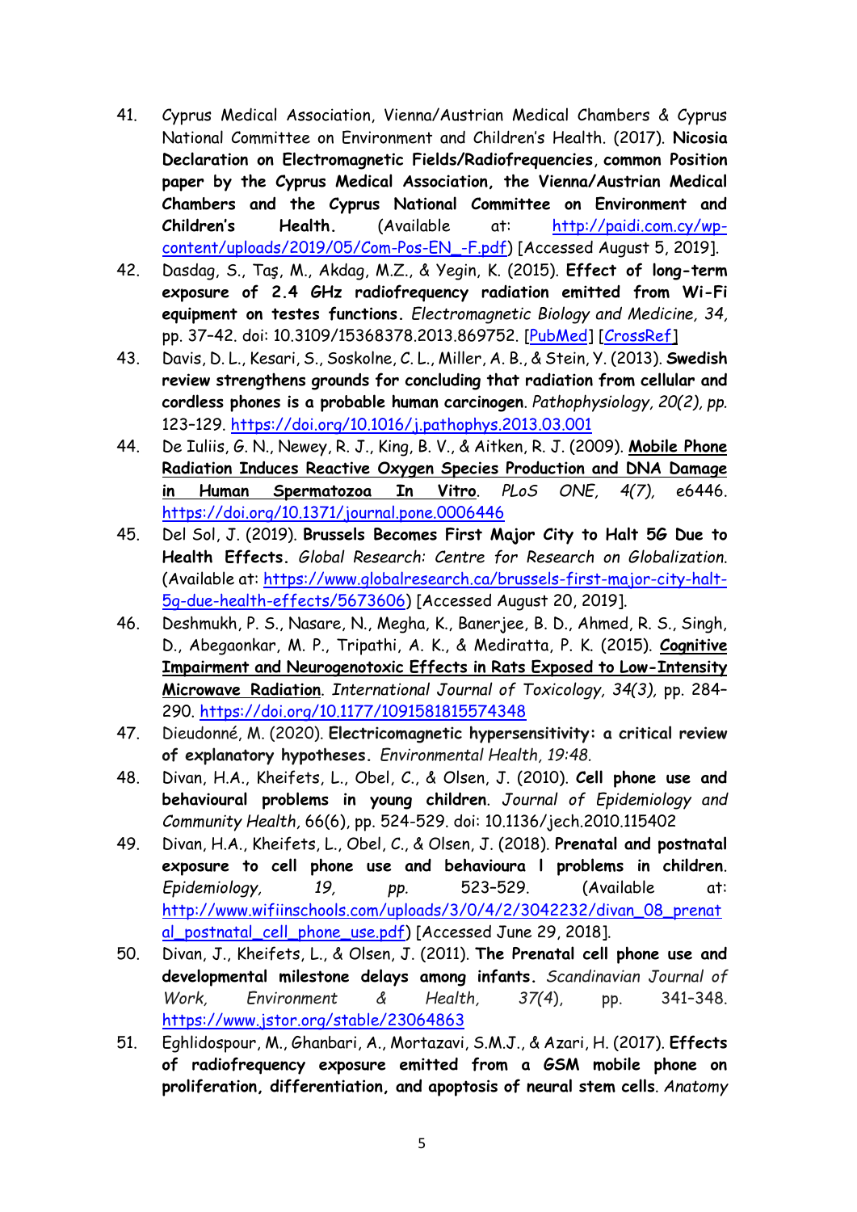41. Cyprus Medical Association, Vienna/Austrian Medical Chambers & Cyprus National Committee on Environment and Children's Health. (2017). **Nicosia Declaration on Electromagnetic Fields/Radiofrequencies**, **common Position paper by the Cyprus Medical Association, the Vienna/Austrian Medical Chambers and the Cyprus National Committee on Environment and Children's Health.** (Available at: http://paidi.com.cy/wp-content/uploads/2019/05/Com-Pos-EN_-F.pdf) [Accessed August 5, 2019].
42. Dasdag, S., Taş, M., Akdag, M.Z., & Yegin, K. (2015). **Effect of long-term exposure of 2.4 GHz radiofrequency radiation emitted from Wi-Fi equipment on testes functions.** *Electromagnetic Biology and Medicine, 34,* pp. 37–42. doi: 10.3109/15368378.2013.869752. [PubMed] [CrossRef]
43. Davis, D. L., Kesari, S., Soskolne, C. L., Miller, A. B., & Stein, Y. (2013). **Swedish review strengthens grounds for concluding that radiation from cellular and cordless phones is a probable human carcinogen**. *Pathophysiology, 20(2), pp.* 123–129. https://doi.org/10.1016/j.pathophys.2013.03.001
44. De Iuliis, G. N., Newey, R. J., King, B. V., & Aitken, R. J. (2009). **Mobile Phone Radiation Induces Reactive Oxygen Species Production and DNA Damage in Human Spermatozoa In Vitro**. *PLoS ONE, 4(7),* e6446. https://doi.org/10.1371/journal.pone.0006446
45. Del Sol, J. (2019). **Brussels Becomes First Major City to Halt 5G Due to Health Effects.** *Global Research: Centre for Research on Globalization.* (Available at: https://www.globalresearch.ca/brussels-first-major-city-halt-5g-due-health-effects/5673606) [Accessed August 20, 2019].
46. Deshmukh, P. S., Nasare, N., Megha, K., Banerjee, B. D., Ahmed, R. S., Singh, D., Abegaonkar, M. P., Tripathi, A. K., & Mediratta, P. K. (2015). **Cognitive Impairment and Neurogenotoxic Effects in Rats Exposed to Low-Intensity Microwave Radiation**. *International Journal of Toxicology, 34(3),* pp. 284–290. https://doi.org/10.1177/1091581815574348
47. Dieudonné, M. (2020). **Electricomagnetic hypersensitivity: a critical review of explanatory hypotheses.** *Environmental Health, 19:48.*
48. Divan, H.A., Kheifets, L., Obel, C., & Olsen, J. (2010). **Cell phone use and behavioural problems in young children**. *Journal of Epidemiology and Community Health,* 66(6), pp. 524-529. doi: 10.1136/jech.2010.115402
49. Divan, H.A., Kheifets, L., Obel, C., & Olsen, J. (2018). **Prenatal and postnatal exposure to cell phone use and behavioura l problems in children**. *Epidemiology, 19, pp.* 523–529. (Available at: http://www.wifiinschools.com/uploads/3/0/4/2/3042232/divan_08_prenatal_postnatal_cell_phone_use.pdf) [Accessed June 29, 2018].
50. Divan, J., Kheifets, L., & Olsen, J. (2011). **The Prenatal cell phone use and developmental milestone delays among infants.** *Scandinavian Journal of Work, Environment & Health, 37(4),* pp. 341–348. https://www.jstor.org/stable/23064863
51. Eghlidospour, M., Ghanbari, A., Mortazavi, S.M.J., & Azari, H. (2017). **Effects of radiofrequency exposure emitted from a GSM mobile phone on proliferation, differentiation, and apoptosis of neural stem cells**. *Anatomy*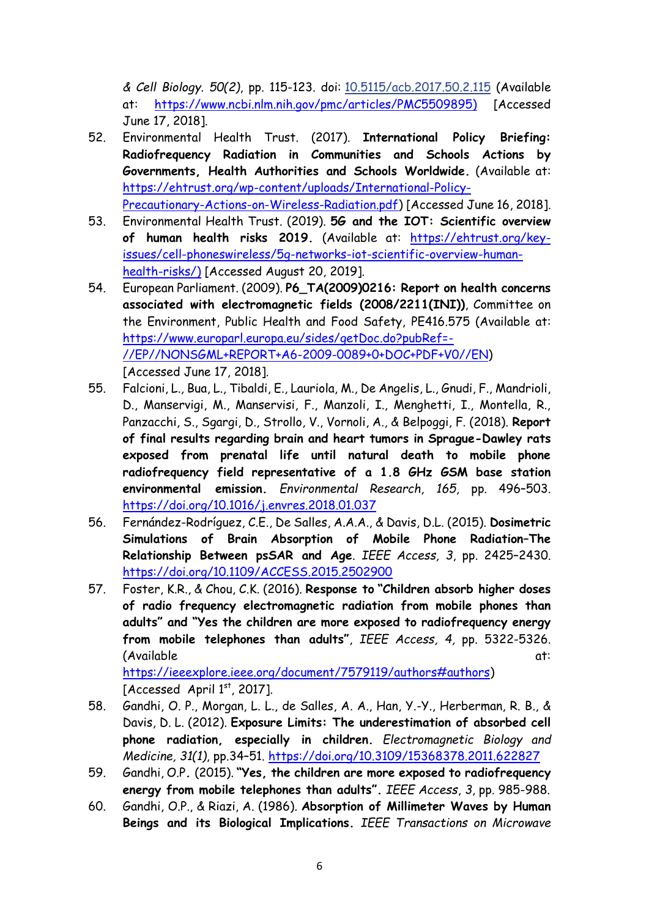& *Cell Biology. 50(2)*, pp. 115-123. doi: [10.5115/acb.2017.50.2.115](https://doi.org/10.5115/acb.2017.50.2.115) (Available at: [https://www.ncbi.nlm.nih.gov/pmc/articles/PMC5509895)](https://www.ncbi.nlm.nih.gov/pmc/articles/PMC5509895) [Accessed June 17, 2018].

52. Environmental Health Trust. (2017). **International Policy Briefing: Radiofrequency Radiation in Communities and Schools Actions by Governments, Health Authorities and Schools Worldwide.** (Available at: [https://ehtrust.org/wp-content/uploads/International-Policy-Precautionary-Actions-on-Wireless-Radiation.pdf](https://ehtrust.org/wp-content/uploads/International-Policy-Precautionary-Actions-on-Wireless-Radiation.pdf)) [Accessed June 16, 2018].
53. Environmental Health Trust. (2019). **5G and the IOT: Scientific overview of human health risks 2019.** (Available at: [https://ehtrust.org/key-issues/cell-phoneswireless/5g-networks-iot-scientific-overview-human-health-risks/)](https://ehtrust.org/key-issues/cell-phoneswireless/5g-networks-iot-scientific-overview-human-health-risks/) [Accessed August 20, 2019].
54. European Parliament. (2009). **P6_TA(2009)0216: Report on health concerns associated with electromagnetic fields (2008/2211(INI))**, Committee on the Environment, Public Health and Food Safety, PE416.575 (Available at: [https://www.europarl.europa.eu/sides/getDoc.do?pubRef=-//EP//NONSGML+REPORT+A6-2009-0089+0+DOC+PDF+V0//EN](https://www.europarl.europa.eu/sides/getDoc.do?pubRef=-//EP//NONSGML+REPORT+A6-2009-0089+0+DOC+PDF+V0//EN)) [Accessed June 17, 2018].
55. Falcioni, L., Bua, L., Tibaldi, E., Lauriola, M., De Angelis, L., Gnudi, F., Mandrioli, D., Manservigi, M., Manservisi, F., Manzoli, I., Menghetti, I., Montella, R., Panzacchi, S., Sgargi, D., Strollo, V., Vornoli, A., & Belpoggi, F. (2018). **Report of final results regarding brain and heart tumors in Sprague-Dawley rats exposed from prenatal life until natural death to mobile phone radiofrequency field representative of a 1.8 GHz GSM base station environmental emission.** *Environmental Research, 165,* pp. 496–503. [https://doi.org/10.1016/j.envres.2018.01.037](https://doi.org/10.1016/j.envres.2018.01.037)
56. Fernández-Rodríguez, C.E., De Salles, A.A.A., & Davis, D.L. (2015). **Dosimetric Simulations of Brain Absorption of Mobile Phone Radiation–The Relationship Between psSAR and Age**. *IEEE Access, 3*, pp. 2425–2430. [https://doi.org/10.1109/ACCESS.2015.2502900](https://doi.org/10.1109/ACCESS.2015.2502900)
57. Foster, K.R., & Chou, C.K. (2016). **Response to "Children absorb higher doses of radio frequency electromagnetic radiation from mobile phones than adults" and "Yes the children are more exposed to radiofrequency energy from mobile telephones than adults"**, *IEEE Access, 4*, pp. 5322-5326. (Available at: [https://ieeexplore.ieee.org/document/7579119/authors#authors](https://ieeexplore.ieee.org/document/7579119/authors#authors)) [Accessed April 1st, 2017].
58. Gandhi, O. P., Morgan, L. L., de Salles, A. A., Han, Y.-Y., Herberman, R. B., & Davis, D. L. (2012). **Exposure Limits: The underestimation of absorbed cell phone radiation, especially in children.** *Electromagnetic Biology and Medicine, 31(1)*, pp.34–51. [https://doi.org/10.3109/15368378.2011.622827](https://doi.org/10.3109/15368378.2011.622827)
59. Gandhi, O.P. (2015). **"Yes, the children are more exposed to radiofrequency energy from mobile telephones than adults".** *IEEE Access*, *3*, pp. 985-988.
60. Gandhi, O.P., & Riazi, A. (1986). **Absorption of Millimeter Waves by Human Beings and its Biological Implications.** *IEEE Transactions on Microwave*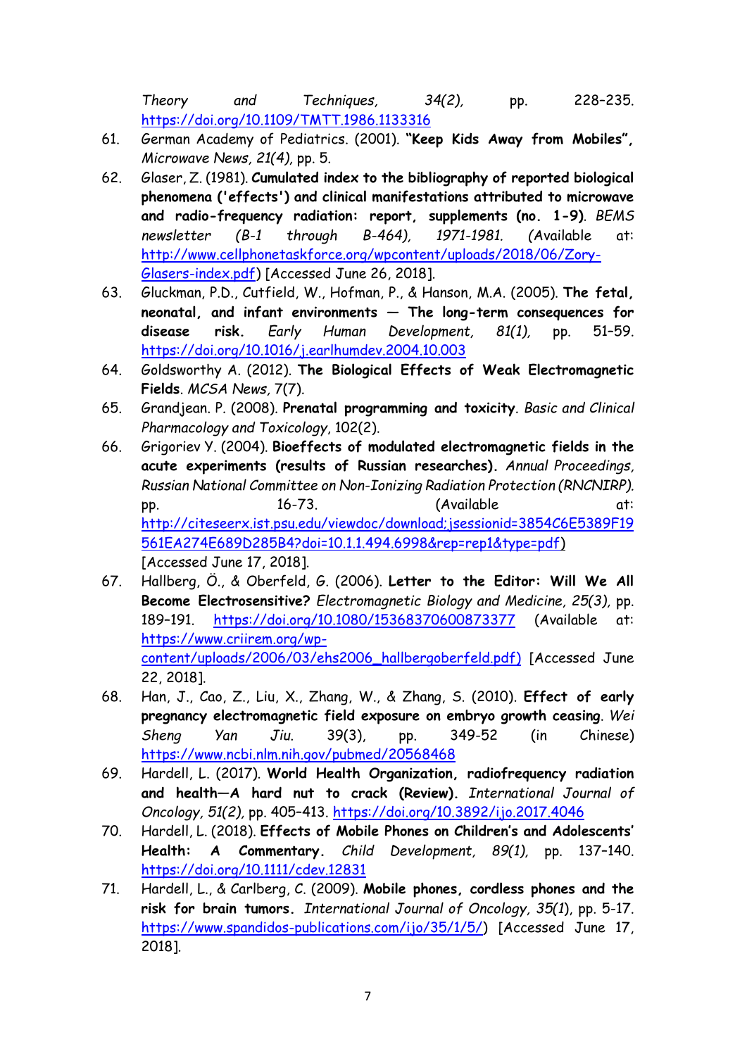*Theory and Techniques, 34(2),* pp. 228–235. https://doi.org/10.1109/TMTT.1986.1133316

61. German Academy of Pediatrics. (2001). **"Keep Kids Away from Mobiles",** *Microwave News, 21(4),* pp. 5.
62. Glaser, Z. (1981). **Cumulated index to the bibliography of reported biological phenomena ('effects') and clinical manifestations attributed to microwave and radio-frequency radiation: report, supplements (no. 1-9)**. *BEMS newsletter (B-1 through B-464), 1971-1981.* (Available at: http://www.cellphonetaskforce.org/wpcontent/uploads/2018/06/Zory-Glasers-index.pdf) [Accessed June 26, 2018].
63. Gluckman, P.D., Cutfield, W., Hofman, P., & Hanson, M.A. (2005). **The fetal, neonatal, and infant environments — The long-term consequences for disease risk.** *Early Human Development, 81(1),* pp. 51–59. https://doi.org/10.1016/j.earlhumdev.2004.10.003
64. Goldsworthy A. (2012). **The Biological Effects of Weak Electromagnetic Fields**. *MCSA News*, 7(7).
65. Grandjean. P. (2008). **Prenatal programming and toxicity**. *Basic and Clinical Pharmacology and Toxicology*, 102(2).
66. Grigoriev Y. (2004). **Bioeffects of modulated electromagnetic fields in the acute experiments (results of Russian researches).** *Annual Proceedings, Russian National Committee on Non-Ionizing Radiation Protection (RNCNIRP).* pp. 16-73. (Available at: http://citeseerx.ist.psu.edu/viewdoc/download;jsessionid=3854C6E5389F19561EA274E689D285B4?doi=10.1.1.494.6998&rep=rep1&type=pdf) [Accessed June 17, 2018].
67. Hallberg, Ö., & Oberfeld, G. (2006). **Letter to the Editor: Will We All Become Electrosensitive?** *Electromagnetic Biology and Medicine, 25(3),* pp. 189–191. https://doi.org/10.1080/15368370600873377 (Available at: https://www.criirem.org/wp-content/uploads/2006/03/ehs2006_hallbergoberfeld.pdf) [Accessed June 22, 2018].
68. Han, J., Cao, Z., Liu, X., Zhang, W., & Zhang, S. (2010). **Effect of early pregnancy electromagnetic field exposure on embryo growth ceasing**. *Wei Sheng Yan Jiu.* 39(3), pp. 349-52 (in Chinese) https://www.ncbi.nlm.nih.gov/pubmed/20568468
69. Hardell, L. (2017). **World Health Organization, radiofrequency radiation and health—A hard nut to crack (Review).** *International Journal of Oncology, 51(2),* pp. 405–413. https://doi.org/10.3892/ijo.2017.4046
70. Hardell, L. (2018). **Effects of Mobile Phones on Children's and Adolescents' Health: A Commentary.** *Child Development, 89(1),* pp. 137–140. https://doi.org/10.1111/cdev.12831
71. Hardell, L., & Carlberg, C. (2009). **Mobile phones, cordless phones and the risk for brain tumors.** *International Journal of Oncology, 35(1),* pp. 5-17. https://www.spandidos-publications.com/ijo/35/1/5/) [Accessed June 17, 2018].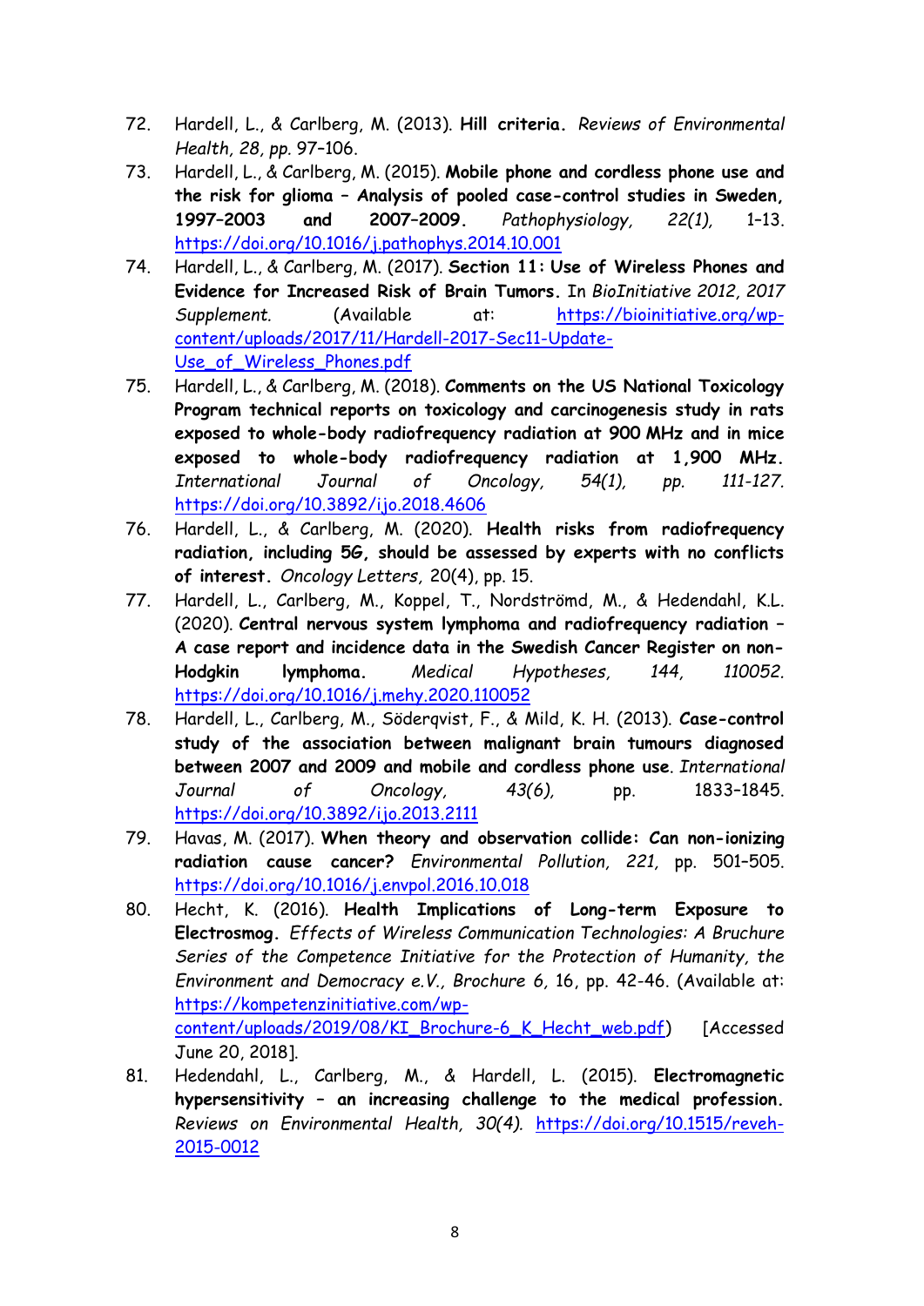72. Hardell, L., & Carlberg, M. (2013). **Hill criteria.** *Reviews of Environmental Health, 28, pp.* 97–106.
73. Hardell, L., & Carlberg, M. (2015). **Mobile phone and cordless phone use and the risk for glioma – Analysis of pooled case-control studies in Sweden, 1997–2003 and 2007–2009.** *Pathophysiology, 22(1),* 1–13. https://doi.org/10.1016/j.pathophys.2014.10.001
74. Hardell, L., & Carlberg, M. (2017). **Section 11: Use of Wireless Phones and Evidence for Increased Risk of Brain Tumors.** In *BioInitiative 2012, 2017 Supplement.* (Available at: https://bioinitiative.org/wp-content/uploads/2017/11/Hardell-2017-Sec11-Update-Use_of_Wireless_Phones.pdf
75. Hardell, L., & Carlberg, M. (2018). **Comments on the US National Toxicology Program technical reports on toxicology and carcinogenesis study in rats exposed to whole-body radiofrequency radiation at 900 MHz and in mice exposed to whole-body radiofrequency radiation at 1,900 MHz.** *International Journal of Oncology, 54(1), pp. 111-127.* https://doi.org/10.3892/ijo.2018.4606
76. Hardell, L., & Carlberg, M. (2020). **Health risks from radiofrequency radiation, including 5G, should be assessed by experts with no conflicts of interest.** *Oncology Letters,* 20(4), pp. 15.
77. Hardell, L., Carlberg, M., Koppel, T., Nordströmd, M., & Hedendahl, K.L. (2020). **Central nervous system lymphoma and radiofrequency radiation – A case report and incidence data in the Swedish Cancer Register on non-Hodgkin lymphoma.** *Medical Hypotheses, 144, 110052.* https://doi.org/10.1016/j.mehy.2020.110052
78. Hardell, L., Carlberg, M., Söderqvist, F., & Mild, K. H. (2013). **Case-control study of the association between malignant brain tumours diagnosed between 2007 and 2009 and mobile and cordless phone use**. *International Journal of Oncology, 43(6),* pp. 1833–1845. https://doi.org/10.3892/ijo.2013.2111
79. Havas, M. (2017). **When theory and observation collide: Can non-ionizing radiation cause cancer?** *Environmental Pollution, 221,* pp. 501–505. https://doi.org/10.1016/j.envpol.2016.10.018
80. Hecht, K. (2016). **Health Implications of Long-term Exposure to Electrosmog.** *Effects of Wireless Communication Technologies: A Bruchure Series of the Competence Initiative for the Protection of Humanity, the Environment and Democracy e.V., Brochure 6*, 16, pp. 42-46. (Available at: https://kompetenzinitiative.com/wp-content/uploads/2019/08/KI_Brochure-6_K_Hecht_web.pdf) [Accessed June 20, 2018].
81. Hedendahl, L., Carlberg, M., & Hardell, L. (2015). **Electromagnetic hypersensitivity – an increasing challenge to the medical profession.** *Reviews on Environmental Health, 30(4).* https://doi.org/10.1515/reveh-2015-0012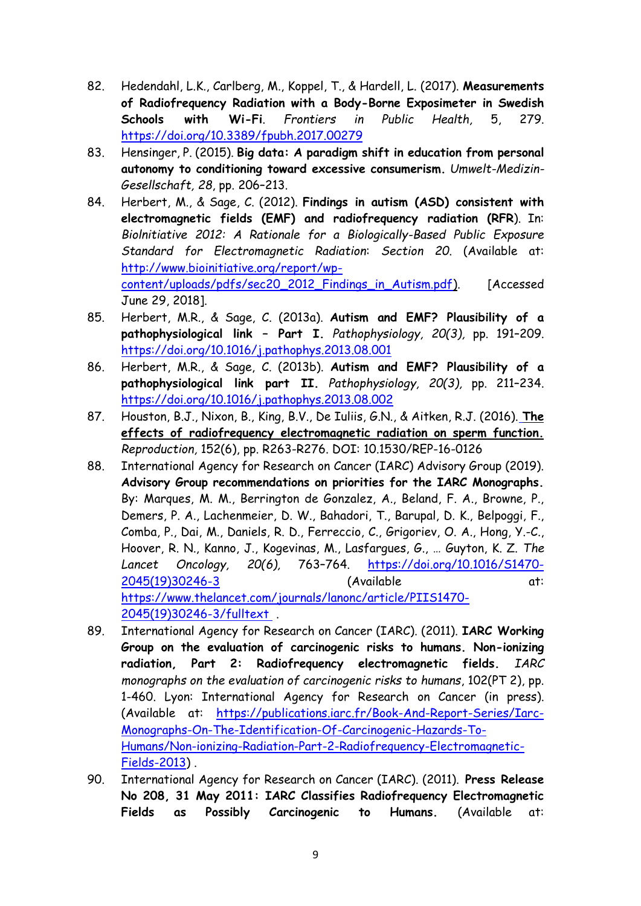82. Hedendahl, L.K., Carlberg, M., Koppel, T., & Hardell, L. (2017). **Measurements of Radiofrequency Radiation with a Body-Borne Exposimeter in Swedish Schools with Wi-Fi**. *Frontiers in Public Health*, 5, 279. https://doi.org/10.3389/fpubh.2017.00279
83. Hensinger, P. (2015). **Big data: A paradigm shift in education from personal autonomy to conditioning toward excessive consumerism.** *Umwelt-Medizin-Gesellschaft, 28*, pp. 206–213.
84. Herbert, M., & Sage, C. (2012). **Findings in autism (ASD) consistent with electromagnetic fields (EMF) and radiofrequency radiation (RFR)**. In: *BioInitiative 2012: A Rationale for a Biologically-Based Public Exposure Standard for Electromagnetic Radiation*: *Section 20*. (Available at: http://www.bioinitiative.org/report/wp-content/uploads/pdfs/sec20_2012_Findings_in_Autism.pdf). [Accessed June 29, 2018].
85. Herbert, M.R., & Sage, C. (2013a). **Autism and EMF? Plausibility of a pathophysiological link – Part I.** *Pathophysiology, 20(3),* pp. 191–209. https://doi.org/10.1016/j.pathophys.2013.08.001
86. Herbert, M.R., & Sage, C. (2013b). **Autism and EMF? Plausibility of a pathophysiological link part II.** *Pathophysiology, 20(3),* pp. 211–234. https://doi.org/10.1016/j.pathophys.2013.08.002
87. Houston, B.J., Nixon, B., King, B.V., De Iuliis, G.N., & Aitken, R.J. (2016). **The effects of radiofrequency electromagnetic radiation on sperm function.** *Reproduction,* 152(6), pp. R263-R276. DOI: 10.1530/REP-16-0126
88. International Agency for Research on Cancer (IARC) Advisory Group (2019). **Advisory Group recommendations on priorities for the IARC Monographs.** By: Marques, M. M., Berrington de Gonzalez, A., Beland, F. A., Browne, P., Demers, P. A., Lachenmeier, D. W., Bahadori, T., Barupal, D. K., Belpoggi, F., Comba, P., Dai, M., Daniels, R. D., Ferreccio, C., Grigoriev, O. A., Hong, Y.-C., Hoover, R. N., Kanno, J., Kogevinas, M., Lasfargues, G., … Guyton, K. Z. *The Lancet Oncology, 20(6),* 763–764. https://doi.org/10.1016/S1470-2045(19)30246-3 (Available at: https://www.thelancet.com/journals/lanonc/article/PIIS1470-2045(19)30246-3/fulltext ).
89. International Agency for Research on Cancer (IARC). (2011). **IARC Working Group on the evaluation of carcinogenic risks to humans. Non-ionizing radiation, Part 2: Radiofrequency electromagnetic fields.** *IARC monographs on the evaluation of carcinogenic risks to humans*, 102(PT 2), pp. 1-460. Lyon: International Agency for Research on Cancer (in press). (Available at: https://publications.iarc.fr/Book-And-Report-Series/Iarc-Monographs-On-The-Identification-Of-Carcinogenic-Hazards-To-Humans/Non-ionizing-Radiation-Part-2-Radiofrequency-Electromagnetic-Fields-2013) .
90. International Agency for Research on Cancer (IARC). (2011). **Press Release No 208, 31 May 2011: IARC Classifies Radiofrequency Electromagnetic Fields as Possibly Carcinogenic to Humans.** (Available at: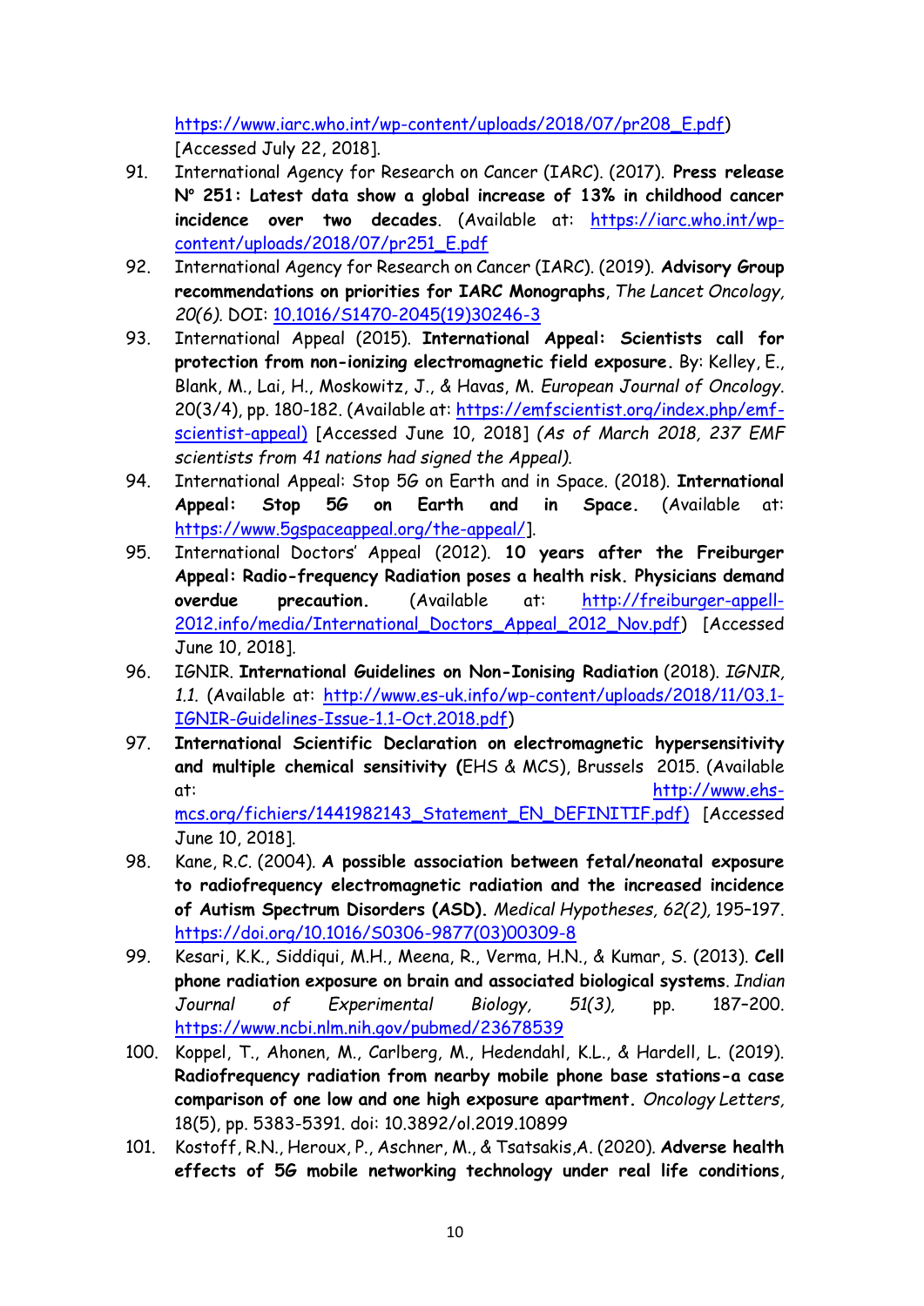https://www.iarc.who.int/wp-content/uploads/2018/07/pr208_E.pdf) [Accessed July 22, 2018].

91. International Agency for Research on Cancer (IARC). (2017). **Press release N° 251: Latest data show a global increase of 13% in childhood cancer incidence over two decades**. (Available at: https://iarc.who.int/wp-content/uploads/2018/07/pr251_E.pdf
92. International Agency for Research on Cancer (IARC). (2019). **Advisory Group recommendations on priorities for IARC Monographs**, *The Lancet Oncology, 20(6).* DOI: 10.1016/S1470-2045(19)30246-3
93. International Appeal (2015). **International Appeal: Scientists call for protection from non-ionizing electromagnetic field exposure.** By: Kelley, E., Blank, M., Lai, H., Moskowitz, J., & Havas, M. *European Journal of Oncology*. 20(3/4), pp. 180-182. (Available at: https://emfscientist.org/index.php/emf-scientist-appeal) [Accessed June 10, 2018] *(As of March 2018, 237 EMF scientists from 41 nations had signed the Appeal).*
94. International Appeal: Stop 5G on Earth and in Space. (2018). **International Appeal: Stop 5G on Earth and in Space.** (Available at: https://www.5gspaceappeal.org/the-appeal/].
95. International Doctors' Appeal (2012). **10 years after the Freiburger Appeal: Radio-frequency Radiation poses a health risk. Physicians demand overdue precaution.** (Available at: http://freiburger-appell-2012.info/media/International_Doctors_Appeal_2012_Nov.pdf) [Accessed June 10, 2018].
96. IGNIR. **International Guidelines on Non-Ionising Radiation** (2018). *IGNIR, 1.1.* (Available at: http://www.es-uk.info/wp-content/uploads/2018/11/03.1-IGNIR-Guidelines-Issue-1.1-Oct.2018.pdf)
97. **International Scientific Declaration on electromagnetic hypersensitivity and multiple chemical sensitivity (**EHS & MCS), Brussels 2015. (Available at: http://www.ehs-mcs.org/fichiers/1441982143_Statement_EN_DEFINITIF.pdf) [Accessed June 10, 2018].
98. Kane, R.C. (2004). **A possible association between fetal/neonatal exposure to radiofrequency electromagnetic radiation and the increased incidence of Autism Spectrum Disorders (ASD).** *Medical Hypotheses, 62(2),* 195–197. https://doi.org/10.1016/S0306-9877(03)00309-8
99. Kesari, K.K., Siddiqui, M.H., Meena, R., Verma, H.N., & Kumar, S. (2013). **Cell phone radiation exposure on brain and associated biological systems**. *Indian Journal of Experimental Biology, 51(3),* pp. 187–200. https://www.ncbi.nlm.nih.gov/pubmed/23678539
100. Koppel, T., Ahonen, M., Carlberg, M., Hedendahl, K.L., & Hardell, L. (2019). **Radiofrequency radiation from nearby mobile phone base stations-a case comparison of one low and one high exposure apartment.** *Oncology Letters*, 18(5), pp. 5383-5391. doi: 10.3892/ol.2019.10899
101. Kostoff, R.N., Heroux, P., Aschner, M., & Tsatsakis,A. (2020). **Adverse health effects of 5G mobile networking technology under real life conditions**,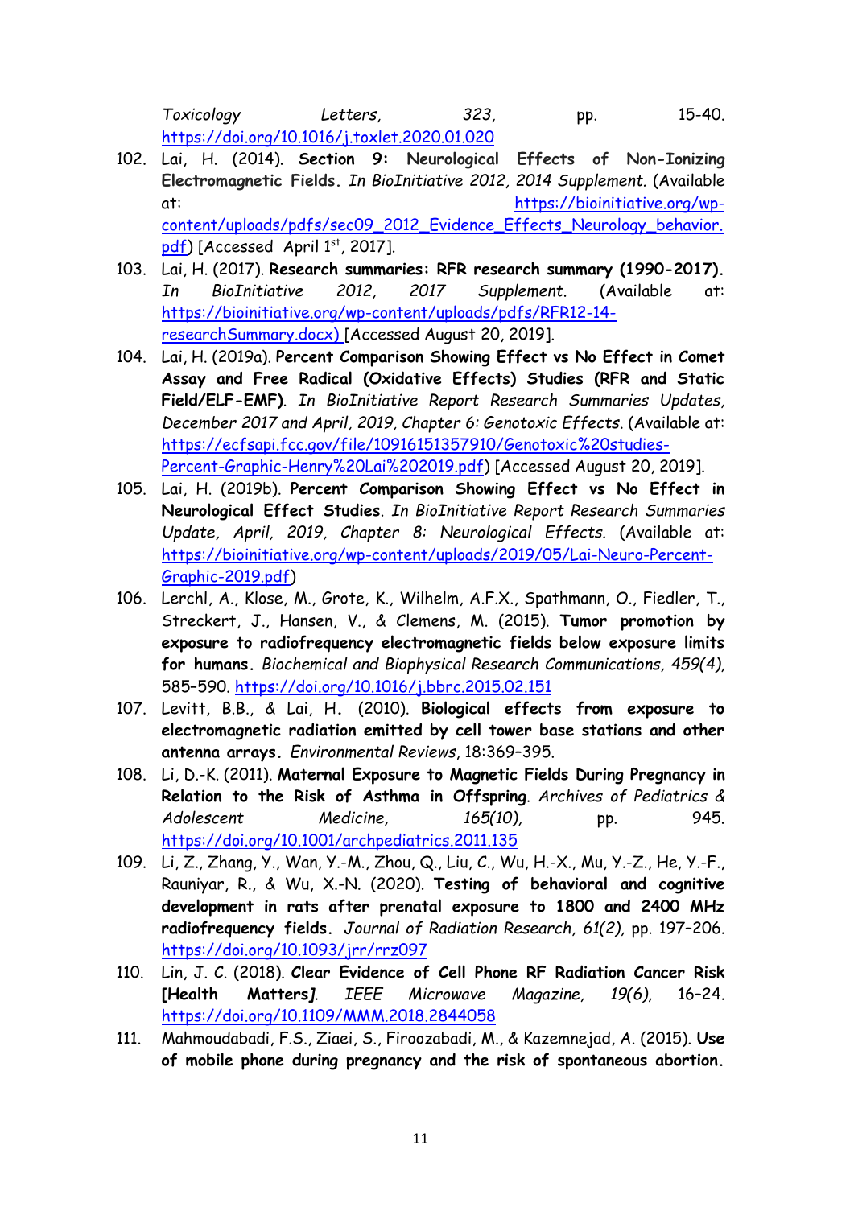*Toxicology Letters, 323*, pp. 15-40. https://doi.org/10.1016/j.toxlet.2020.01.020

102. Lai, H. (2014). **Section 9: Neurological Effects of Non-Ionizing Electromagnetic Fields.** *In BioInitiative 2012, 2014 Supplement.* (Available at: https://bioinitiative.org/wp-content/uploads/pdfs/sec09_2012_Evidence_Effects_Neurology_behavior.pdf) [Accessed April 1st, 2017].
103. Lai, H. (2017). **Research summaries: RFR research summary (1990-2017).** *In BioInitiative 2012, 2017 Supplement.* (Available at: https://bioinitiative.org/wp-content/uploads/pdfs/RFR12-14-researchSummary.docx) [Accessed August 20, 2019].
104. Lai, H. (2019a). **Percent Comparison Showing Effect vs No Effect in Comet Assay and Free Radical (Oxidative Effects) Studies (RFR and Static Field/ELF-EMF)**. *In BioInitiative Report Research Summaries Updates, December 2017 and April, 2019, Chapter 6: Genotoxic Effects.* (Available at: https://ecfsapi.fcc.gov/file/10916151357910/Genotoxic%20studies-Percent-Graphic-Henry%20Lai%202019.pdf) [Accessed August 20, 2019].
105. Lai, H. (2019b). **Percent Comparison Showing Effect vs No Effect in Neurological Effect Studies**. *In BioInitiative Report Research Summaries Update, April, 2019, Chapter 8: Neurological Effects.* (Available at: https://bioinitiative.org/wp-content/uploads/2019/05/Lai-Neuro-Percent-Graphic-2019.pdf)
106. Lerchl, A., Klose, M., Grote, K., Wilhelm, A.F.X., Spathmann, O., Fiedler, T., Streckert, J., Hansen, V., & Clemens, M. (2015). **Tumor promotion by exposure to radiofrequency electromagnetic fields below exposure limits for humans.** *Biochemical and Biophysical Research Communications, 459(4),* 585–590. https://doi.org/10.1016/j.bbrc.2015.02.151
107. Levitt, B.B., & Lai, H. (2010). **Biological effects from exposure to electromagnetic radiation emitted by cell tower base stations and other antenna arrays.** *Environmental Reviews*, 18:369–395.
108. Li, D.-K. (2011). **Maternal Exposure to Magnetic Fields During Pregnancy in Relation to the Risk of Asthma in Offspring**. *Archives of Pediatrics & Adolescent Medicine, 165(10),* pp. 945. https://doi.org/10.1001/archpediatrics.2011.135
109. Li, Z., Zhang, Y., Wan, Y.-M., Zhou, Q., Liu, C., Wu, H.-X., Mu, Y.-Z., He, Y.-F., Rauniyar, R., & Wu, X.-N. (2020). **Testing of behavioral and cognitive development in rats after prenatal exposure to 1800 and 2400 MHz radiofrequency fields.** *Journal of Radiation Research, 61(2),* pp. 197–206. https://doi.org/10.1093/jrr/rrz097
110. Lin, J. C. (2018). **Clear Evidence of Cell Phone RF Radiation Cancer Risk [Health Matters]**. *IEEE Microwave Magazine, 19(6),* 16–24. https://doi.org/10.1109/MMM.2018.2844058
111. Mahmoudabadi, F.S., Ziaei, S., Firoozabadi, M., & Kazemnejad, A. (2015). **Use of mobile phone during pregnancy and the risk of spontaneous abortion.**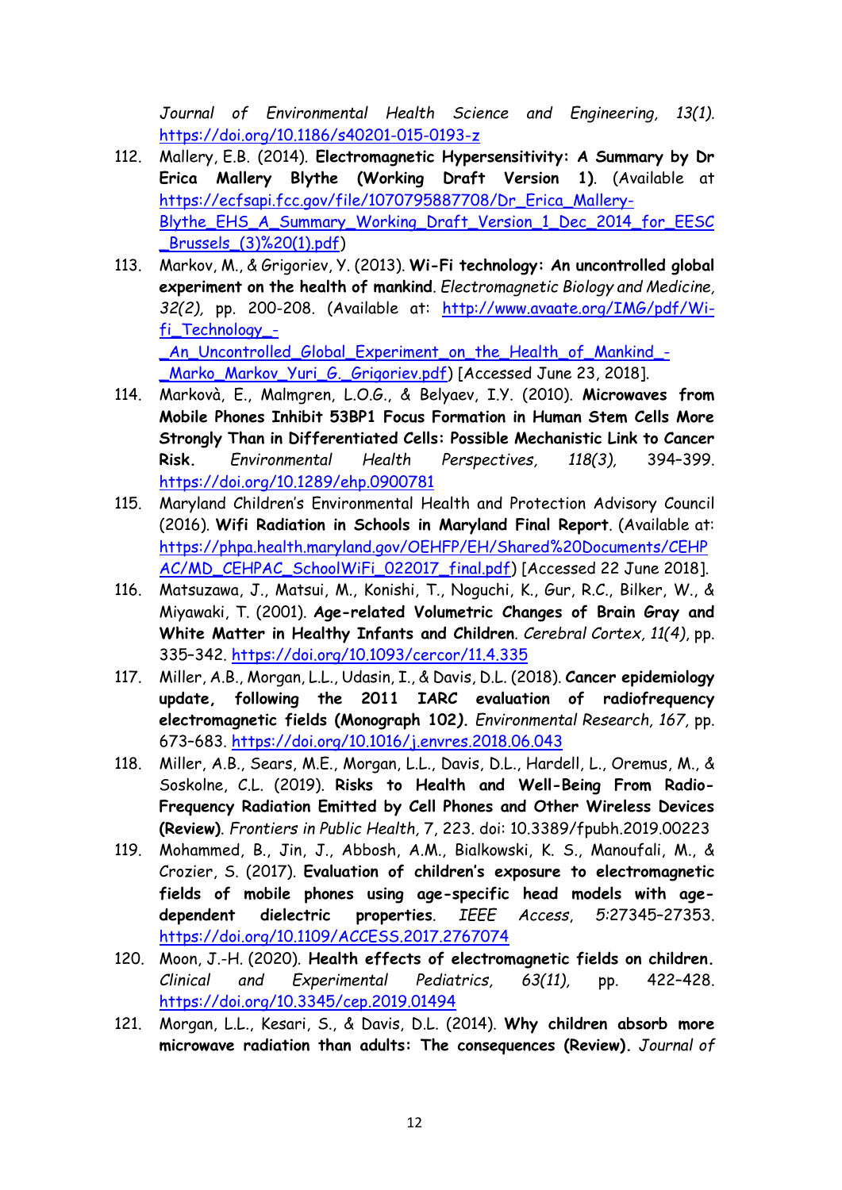*Journal of Environmental Health Science and Engineering, 13(1).* https://doi.org/10.1186/s40201-015-0193-z

112. Mallery, E.B. (2014). **Electromagnetic Hypersensitivity: A Summary by Dr Erica Mallery Blythe (Working Draft Version 1)**. (Available at https://ecfsapi.fcc.gov/file/1070795887708/Dr_Erica_Mallery-Blythe_EHS_A_Summary_Working_Draft_Version_1_Dec_2014_for_EESC_Brussels_(3)%20(1).pdf)

113. Markov, M., & Grigoriev, Y. (2013). **Wi-Fi technology: An uncontrolled global experiment on the health of mankind**. *Electromagnetic Biology and Medicine, 32(2),* pp. 200-208. (Available at: http://www.avaate.org/IMG/pdf/Wi-fi_Technology_-_An_Uncontrolled_Global_Experiment_on_the_Health_of_Mankind_-_Marko_Markov_Yuri_G._Grigoriev.pdf) [Accessed June 23, 2018].

114. Markovà, E., Malmgren, L.O.G., & Belyaev, I.Y. (2010). **Microwaves from Mobile Phones Inhibit 53BP1 Focus Formation in Human Stem Cells More Strongly Than in Differentiated Cells: Possible Mechanistic Link to Cancer Risk.** *Environmental Health Perspectives, 118(3),* 394–399. https://doi.org/10.1289/ehp.0900781

115. Maryland Children's Environmental Health and Protection Advisory Council (2016). **Wifi Radiation in Schools in Maryland Final Report**. (Available at: https://phpa.health.maryland.gov/OEHFP/EH/Shared%20Documents/CEHPAC/MD_CEHPAC_SchoolWiFi_022017_final.pdf) [Accessed 22 June 2018].

116. Matsuzawa, J., Matsui, M., Konishi, T., Noguchi, K., Gur, R.C., Bilker, W., & Miyawaki, T. (2001). **Age-related Volumetric Changes of Brain Gray and White Matter in Healthy Infants and Children**. *Cerebral Cortex, 11(4),* pp. 335–342. https://doi.org/10.1093/cercor/11.4.335

117. Miller, A.B., Morgan, L.L., Udasin, I., & Davis, D.L. (2018). **Cancer epidemiology update, following the 2011 IARC evaluation of radiofrequency electromagnetic fields (Monograph 102).** *Environmental Research, 167,* pp. 673–683. https://doi.org/10.1016/j.envres.2018.06.043

118. Miller, A.B., Sears, M.E., Morgan, L.L., Davis, D.L., Hardell, L., Oremus, M., & Soskolne, C.L. (2019). **Risks to Health and Well-Being From Radio-Frequency Radiation Emitted by Cell Phones and Other Wireless Devices (Review)**. *Frontiers in Public Health,* 7, 223. doi: 10.3389/fpubh.2019.00223

119. Mohammed, B., Jin, J., Abbosh, A.M., Bialkowski, K. S., Manoufali, M., & Crozier, S. (2017). **Evaluation of children's exposure to electromagnetic fields of mobile phones using age-specific head models with age-dependent dielectric properties**. *IEEE Access*, 5:27345–27353. https://doi.org/10.1109/ACCESS.2017.2767074

120. Moon, J.-H. (2020). **Health effects of electromagnetic fields on children.** *Clinical and Experimental Pediatrics, 63(11),* pp. 422–428. https://doi.org/10.3345/cep.2019.01494

121. Morgan, L.L., Kesari, S., & Davis, D.L. (2014). **Why children absorb more microwave radiation than adults: The consequences (Review).** *Journal of*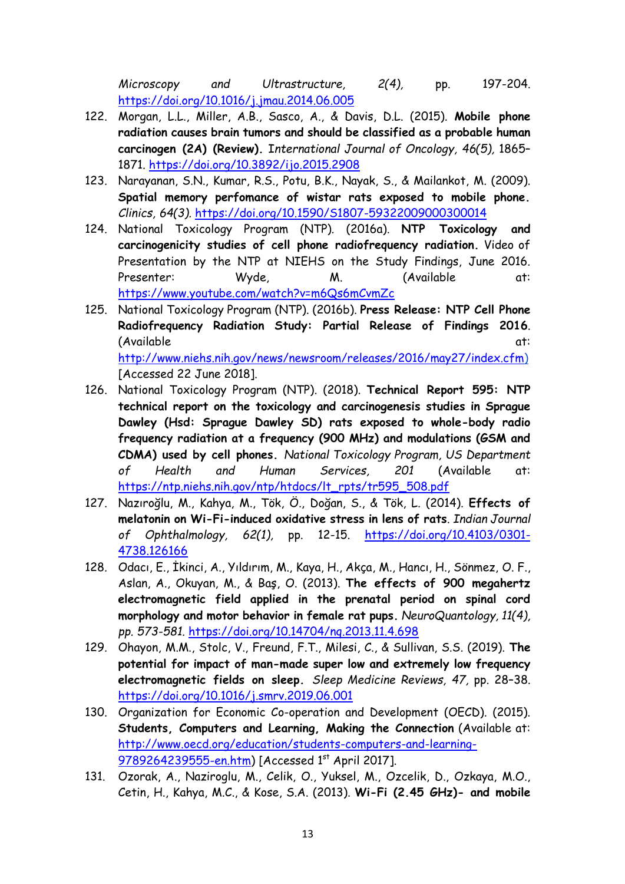*Microscopy and Ultrastructure, 2(4),* pp. 197-204. https://doi.org/10.1016/j.jmau.2014.06.005

122. Morgan, L.L., Miller, A.B., Sasco, A., & Davis, D.L. (2015). **Mobile phone radiation causes brain tumors and should be classified as a probable human carcinogen (2A) (Review).** I*nternational Journal of Oncology, 46(5),* 1865–1871. https://doi.org/10.3892/ijo.2015.2908
123. Narayanan, S.N., Kumar, R.S., Potu, B.K., Nayak, S., & Mailankot, M. (2009). **Spatial memory perfomance of wistar rats exposed to mobile phone.** *Clinics, 64(3).* https://doi.org/10.1590/S1807-59322009000300014
124. National Toxicology Program (NTP). (2016a). **NTP Toxicology and carcinogenicity studies of cell phone radiofrequency radiation.** Video of Presentation by the NTP at NIEHS on the Study Findings, June 2016. Presenter: Wyde, M. (Available at: https://www.youtube.com/watch?v=m6Qs6mCvmZc
125. National Toxicology Program (NTP). (2016b). **Press Release: NTP Cell Phone Radiofrequency Radiation Study: Partial Release of Findings 2016**. (Available at: http://www.niehs.nih.gov/news/newsroom/releases/2016/may27/index.cfm) [Accessed 22 June 2018].
126. National Toxicology Program (NTP). (2018). **Technical Report 595: NTP technical report on the toxicology and carcinogenesis studies in Sprague Dawley (Hsd: Sprague Dawley SD) rats exposed to whole-body radio frequency radiation at a frequency (900 MHz) and modulations (GSM and CDMA) used by cell phones.** *National Toxicology Program, US Department of Health and Human Services, 201* (Available at: https://ntp.niehs.nih.gov/ntp/htdocs/lt_rpts/tr595_508.pdf
127. Nazıroğlu, M., Kahya, M., Tök, Ö., Doğan, S., & Tök, L. (2014). **Effects of melatonin on Wi-Fi-induced oxidative stress in lens of rats**. *Indian Journal of Ophthalmology, 62(1),* pp. 12-15. https://doi.org/10.4103/0301-4738.126166
128. Odacı, E., İkinci, A., Yıldırım, M., Kaya, H., Akça, M., Hancı, H., Sönmez, O. F., Aslan, A., Okuyan, M., & Baş, O. (2013). **The effects of 900 megahertz electromagnetic field applied in the prenatal period on spinal cord morphology and motor behavior in female rat pups.** *NeuroQuantology, 11(4), pp. 573-581.* https://doi.org/10.14704/nq.2013.11.4.698
129. Ohayon, M.M., Stolc, V., Freund, F.T., Milesi, C., & Sullivan, S.S. (2019). **The potential for impact of man-made super low and extremely low frequency electromagnetic fields on sleep.** *Sleep Medicine Reviews, 47,* pp. 28–38. https://doi.org/10.1016/j.smrv.2019.06.001
130. Organization for Economic Co-operation and Development (OECD). (2015). **Students, Computers and Learning, Making the Connection** (Available at: http://www.oecd.org/education/students-computers-and-learning-9789264239555-en.htm) [Accessed 1st April 2017].
131. Ozorak, A., Naziroglu, M., Celik, O., Yuksel, M., Ozcelik, D., Ozkaya, M.O., Cetin, H., Kahya, M.C., & Kose, S.A. (2013). **Wi-Fi (2.45 GHz)- and mobile**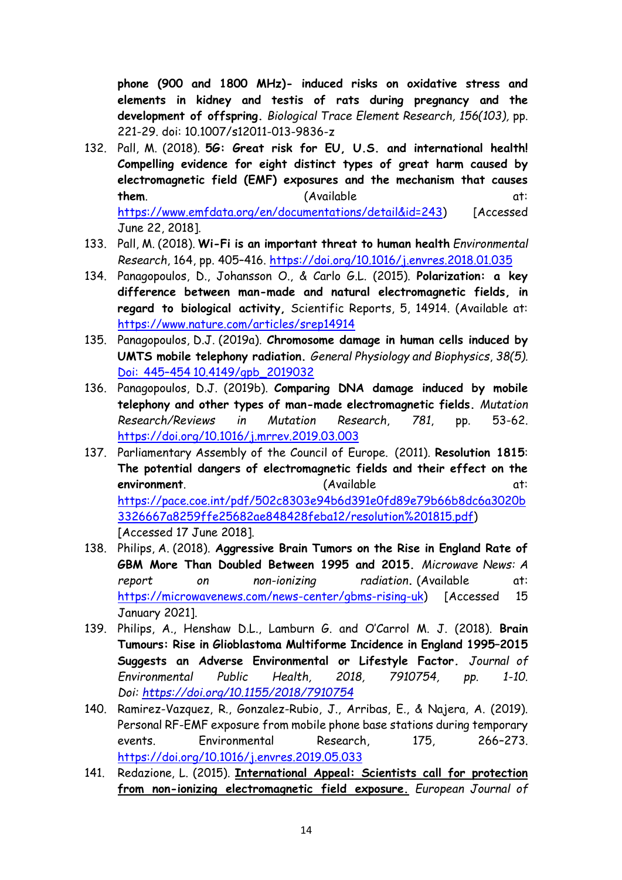**phone (900 and 1800 MHz)- induced risks on oxidative stress and elements in kidney and testis of rats during pregnancy and the development of offspring.** *Biological Trace Element Research, 156(103),* pp. 221-29. doi: 10.1007/s12011-013-9836-z

132. Pall, M. (2018). **5G: Great risk for EU, U.S. and international health! Compelling evidence for eight distinct types of great harm caused by electromagnetic field (EMF) exposures and the mechanism that causes them**. (Available at: https://www.emfdata.org/en/documentations/detail&id=243) [Accessed June 22, 2018].
133. Pall, M. (2018). **Wi-Fi is an important threat to human health** *Environmental Research*, 164, pp. 405–416. https://doi.org/10.1016/j.envres.2018.01.035
134. Panagopoulos, D., Johansson O., & Carlo G.L. (2015). **Polarization: a key difference between man-made and natural electromagnetic fields, in regard to biological activity,** Scientific Reports, 5, 14914. (Available at: https://www.nature.com/articles/srep14914
135. Panagopoulos, D.J. (2019a). **Chromosome damage in human cells induced by UMTS mobile telephony radiation**. *General Physiology and Biophysics*, *38(5).* Doi: 445–454 10.4149/gpb_2019032
136. Panagopoulos, D.J. (2019b). **Comparing DNA damage induced by mobile telephony and other types of man-made electromagnetic fields.** *Mutation Research/Reviews in Mutation Research*, *781*, pp. 53-62. https://doi.org/10.1016/j.mrrev.2019.03.003
137. Parliamentary Assembly of the Council of Europe. (2011). **Resolution 1815**: **The potential dangers of electromagnetic fields and their effect on the environment**. (Available at: https://pace.coe.int/pdf/502c8303e94b6d391e0fd89e79b66b8dc6a3020b3326667a8259ffe25682ae848428feba12/resolution%201815.pdf) [Accessed 17 June 2018].
138. Philips, A. (2018). **Aggressive Brain Tumors on the Rise in England Rate of GBM More Than Doubled Between 1995 and 2015.** *Microwave News: A report on non-ionizing radiation*. (Available at: https://microwavenews.com/news-center/gbms-rising-uk) [Accessed 15 January 2021].
139. Philips, A., Henshaw D.L., Lamburn G. and O'Carrol M. J. (2018). **Brain Tumours: Rise in Glioblastoma Multiforme Incidence in England 1995–2015 Suggests an Adverse Environmental or Lifestyle Factor.** *Journal of Environmental Public Health, 2018, 7910754, pp. 1-10. Doi: https://doi.org/10.1155/2018/7910754*
140. Ramirez-Vazquez, R., Gonzalez-Rubio, J., Arribas, E., & Najera, A. (2019). Personal RF-EMF exposure from mobile phone base stations during temporary events. Environmental Research, 175, 266–273. https://doi.org/10.1016/j.envres.2019.05.033
141. Redazione, L. (2015). **International Appeal: Scientists call for protection from non-ionizing electromagnetic field exposure.** *European Journal of*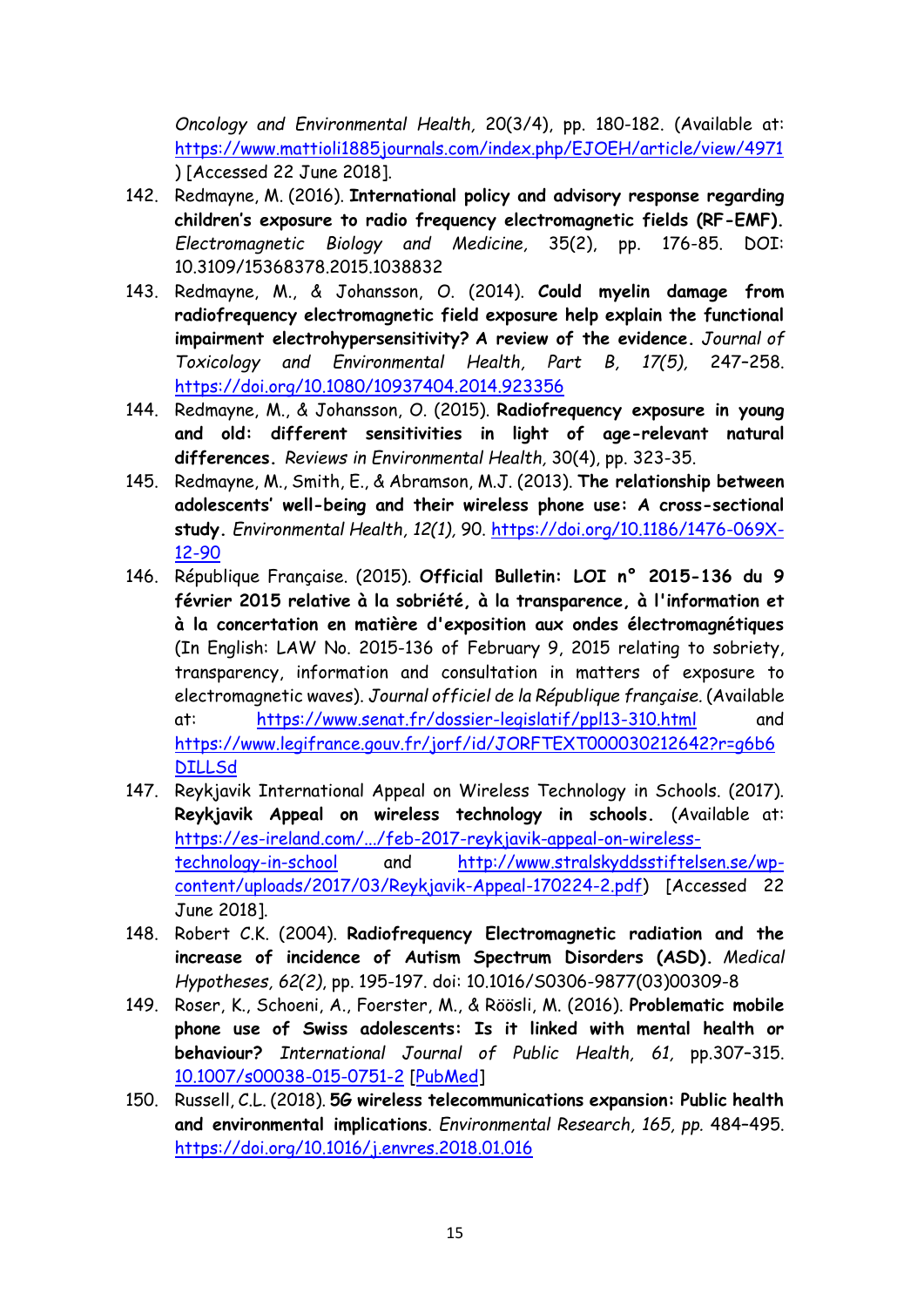*Oncology and Environmental Health*, 20(3/4), pp. 180-182. (Available at: https://www.mattioli1885journals.com/index.php/EJOEH/article/view/4971 ) [Accessed 22 June 2018].

142. Redmayne, M. (2016). **International policy and advisory response regarding children's exposure to radio frequency electromagnetic fields (RF-EMF).** *Electromagnetic Biology and Medicine*, 35(2), pp. 176-85. DOI: 10.3109/15368378.2015.1038832
143. Redmayne, M., & Johansson, O. (2014). **Could myelin damage from radiofrequency electromagnetic field exposure help explain the functional impairment electrohypersensitivity? A review of the evidence.** *Journal of Toxicology and Environmental Health, Part B, 17(5),* 247–258. https://doi.org/10.1080/10937404.2014.923356
144. Redmayne, M., & Johansson, O. (2015). **Radiofrequency exposure in young and old: different sensitivities in light of age-relevant natural differences.** *Reviews in Environmental Health,* 30(4), pp. 323-35.
145. Redmayne, M., Smith, E., & Abramson, M.J. (2013). **The relationship between adolescents' well-being and their wireless phone use: A cross-sectional study.** *Environmental Health, 12(1),* 90. https://doi.org/10.1186/1476-069X-12-90
146. République Française. (2015). **Official Bulletin: LOI n° 2015-136 du 9 février 2015 relative à la sobriété, à la transparence, à l'information et à la concertation en matière d'exposition aux ondes électromagnétiques** (In English: LAW No. 2015-136 of February 9, 2015 relating to sobriety, transparency, information and consultation in matters of exposure to electromagnetic waves). *Journal officiel de la République française.* (Available at: https://www.senat.fr/dossier-legislatif/ppl13-310.html and https://www.legifrance.gouv.fr/jorf/id/JORFTEXT000030212642?r=g6b6DILLSd
147. Reykjavik International Appeal on Wireless Technology in Schools. (2017). **Reykjavik Appeal on wireless technology in schools.** (Available at: https://es-ireland.com/.../feb-2017-reykjavik-appeal-on-wireless-technology-in-school and http://www.stralskyddsstiftelsen.se/wp-content/uploads/2017/03/Reykjavik-Appeal-170224-2.pdf) [Accessed 22 June 2018].
148. Robert C.K. (2004). **Radiofrequency Electromagnetic radiation and the increase of incidence of Autism Spectrum Disorders (ASD).** *Medical Hypotheses, 62(2)*, pp. 195-197. doi: 10.1016/S0306-9877(03)00309-8
149. Roser, K., Schoeni, A., Foerster, M., & Röösli, M. (2016). **Problematic mobile phone use of Swiss adolescents: Is it linked with mental health or behaviour?** *International Journal of Public Health, 61,* pp.307–315. 10.1007/s00038-015-0751-2 [PubMed]
150. Russell, C.L. (2018). **5G wireless telecommunications expansion: Public health and environmental implications**. *Environmental Research, 165, pp.* 484–495. https://doi.org/10.1016/j.envres.2018.01.016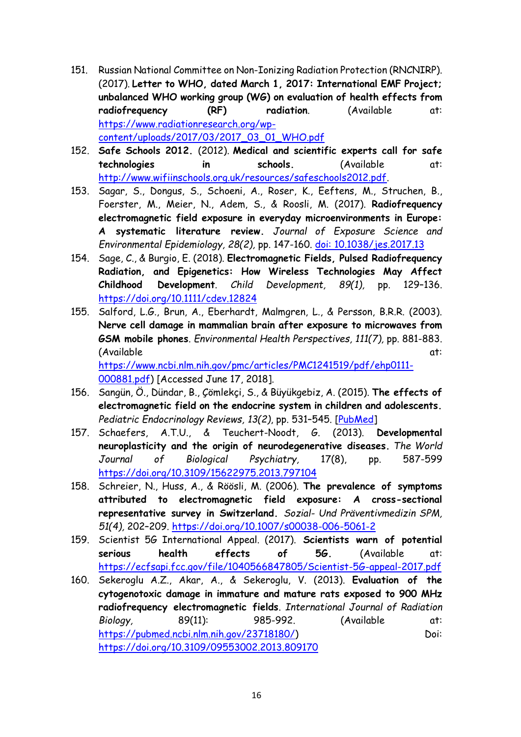151. Russian National Committee on Non-Ionizing Radiation Protection (RNCNIRP). (2017). **Letter to WHO, dated March 1, 2017: International EMF Project; unbalanced WHO working group (WG) on evaluation of health effects from radiofrequency (RF) radiation**. (Available at: [https://www.radiationresearch.org/wp-content/uploads/2017/03/2017_03_01_WHO.pdf](https://www.radiationresearch.org/wp-content/uploads/2017/03/2017_03_01_WHO.pdf)
152. **Safe Schools 2012.** (2012). **Medical and scientific experts call for safe technologies in schools.** (Available at: [http://www.wifiinschools.org.uk/resources/safeschools2012.pdf](http://www.wifiinschools.org.uk/resources/safeschools2012.pdf).
153. Sagar, S., Dongus, S., Schoeni, A., Roser, K., Eeftens, M., Struchen, B., Foerster, M., Meier, N., Adem, S., & Roosli, M. (2017). **Radiofrequency electromagnetic field exposure in everyday microenvironments in Europe: A systematic literature review.** *Journal of Exposure Science and Environmental Epidemiology, 28(2)*, pp. 147-160. [doi: 10.1038/jes.2017.13](https://doi.org/10.1038/jes.2017.13)
154. Sage, C., & Burgio, E. (2018). **Electromagnetic Fields, Pulsed Radiofrequency Radiation, and Epigenetics: How Wireless Technologies May Affect Childhood Development**. *Child Development, 89(1),* pp. 129–136. [https://doi.org/10.1111/cdev.12824](https://doi.org/10.1111/cdev.12824)
155. Salford, L.G., Brun, A., Eberhardt, Malmgren, L., & Persson, B.R.R. (2003). **Nerve cell damage in mammalian brain after exposure to microwaves from GSM mobile phones**. *Environmental Health Perspectives, 111(7),* pp. 881-883. (Available at: [https://www.ncbi.nlm.nih.gov/pmc/articles/PMC1241519/pdf/ehp0111-000881.pdf](https://www.ncbi.nlm.nih.gov/pmc/articles/PMC1241519/pdf/ehp0111-000881.pdf)) [Accessed June 17, 2018].
156. Sangün, Ö., Dündar, B., Çömlekçi, S., & Büyükgebiz, A. (2015). **The effects of electromagnetic field on the endocrine system in children and adolescents.** *Pediatric Endocrinology Reviews, 13(2)*, pp. 531–545. [PubMed]
157. Schaefers, A.T.U., & Teuchert-Noodt, G. (2013). **Developmental neuroplasticity and the origin of neurodegenerative diseases.** *The World Journal of Biological Psychiatry,* 17(8), pp. 587-599 [https://doi.org/10.3109/15622975.2013.797104](https://doi.org/10.3109/15622975.2013.797104)
158. Schreier, N., Huss, A., & Röösli, M. (2006). **The prevalence of symptoms attributed to electromagnetic field exposure: A cross-sectional representative survey in Switzerland.** *Sozial- Und Präventivmedizin SPM, 51(4),* 202–209. [https://doi.org/10.1007/s00038-006-5061-2](https://doi.org/10.1007/s00038-006-5061-2)
159. Scientist 5G International Appeal. (2017). **Scientists warn of potential serious health effects of 5G.** (Available at: [https://ecfsapi.fcc.gov/file/1040566847805/Scientist-5G-appeal-2017.pdf](https://ecfsapi.fcc.gov/file/1040566847805/Scientist-5G-appeal-2017.pdf)
160. Sekeroglu A.Z., Akar, A., & Sekeroglu, V. (2013). **Evaluation of the cytogenotoxic damage in immature and mature rats exposed to 900 MHz radiofrequency electromagnetic fields**. *International Journal of Radiation Biology,* 89(11): 985-992. (Available at: [https://pubmed.ncbi.nlm.nih.gov/23718180/](https://pubmed.ncbi.nlm.nih.gov/23718180/)) Doi: [https://doi.org/10.3109/09553002.2013.809170](https://doi.org/10.3109/09553002.2013.809170)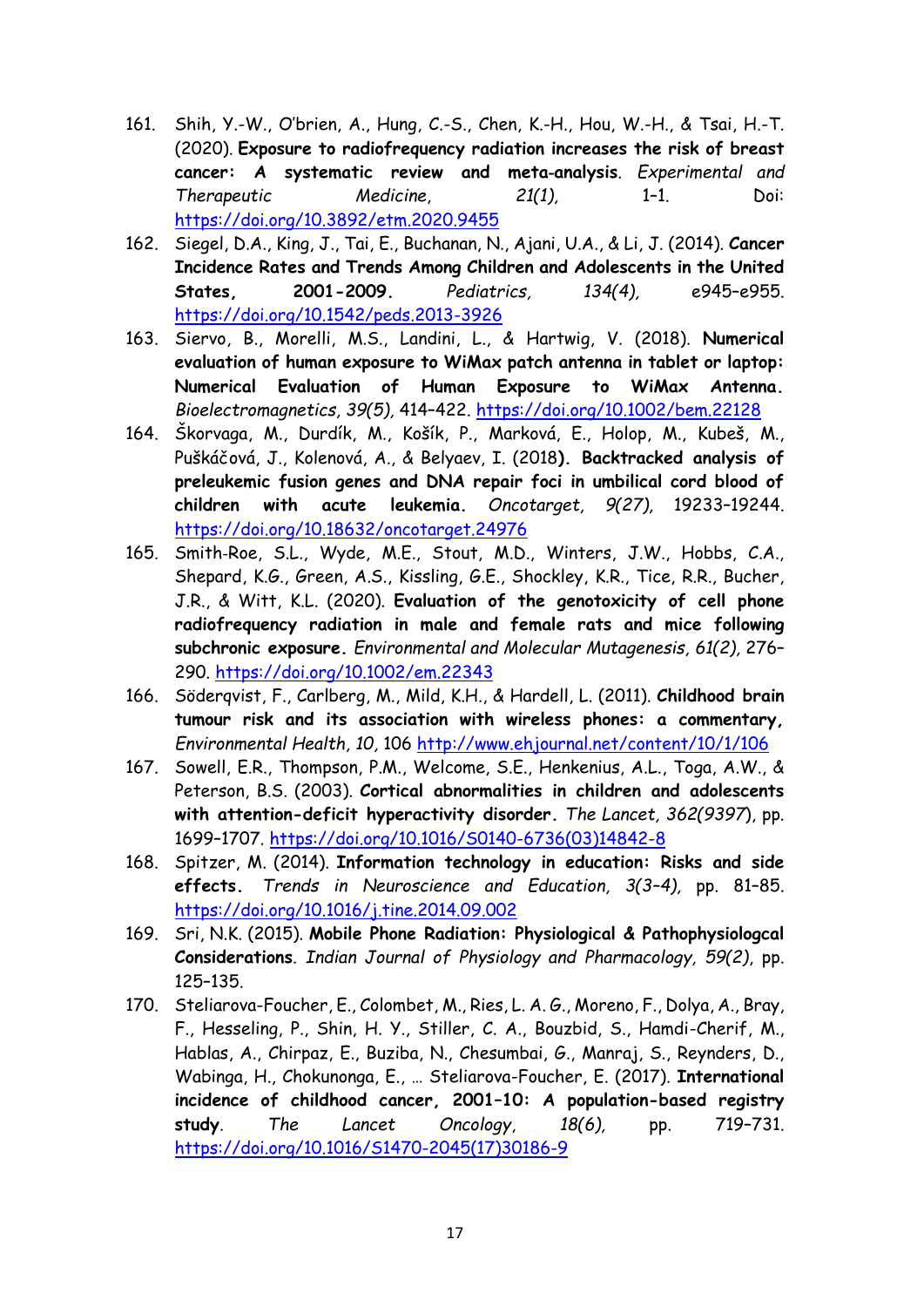161. Shih, Y.-W., O'brien, A., Hung, C.-S., Chen, K.-H., Hou, W.-H., & Tsai, H.-T. (2020). **Exposure to radiofrequency radiation increases the risk of breast cancer: A systematic review and meta-analysis**. *Experimental and Therapeutic Medicine*, *21(1),* 1–1. Doi: https://doi.org/10.3892/etm.2020.9455
162. Siegel, D.A., King, J., Tai, E., Buchanan, N., Ajani, U.A., & Li, J. (2014). **Cancer Incidence Rates and Trends Among Children and Adolescents in the United States, 2001-2009.** *Pediatrics, 134(4),* e945–e955. https://doi.org/10.1542/peds.2013-3926
163. Siervo, B., Morelli, M.S., Landini, L., & Hartwig, V. (2018). **Numerical evaluation of human exposure to WiMax patch antenna in tablet or laptop: Numerical Evaluation of Human Exposure to WiMax Antenna.** *Bioelectromagnetics, 39(5),* 414–422. https://doi.org/10.1002/bem.22128
164. Škorvaga, M., Durdík, M., Košík, P., Marková, E., Holop, M., Kubeš, M., Puškáčová, J., Kolenová, A., & Belyaev, I. (2018**). Backtracked analysis of preleukemic fusion genes and DNA repair foci in umbilical cord blood of children with acute leukemia.** *Oncotarget, 9(27),* 19233–19244. https://doi.org/10.18632/oncotarget.24976
165. Smith-Roe, S.L., Wyde, M.E., Stout, M.D., Winters, J.W., Hobbs, C.A., Shepard, K.G., Green, A.S., Kissling, G.E., Shockley, K.R., Tice, R.R., Bucher, J.R., & Witt, K.L. (2020). **Evaluation of the genotoxicity of cell phone radiofrequency radiation in male and female rats and mice following subchronic exposure.** *Environmental and Molecular Mutagenesis, 61(2),* 276–290. https://doi.org/10.1002/em.22343
166. Söderqvist, F., Carlberg, M., Mild, K.H., & Hardell, L. (2011). **Childhood brain tumour risk and its association with wireless phones: a commentary,** *Environmental Health, 10,* 106 http://www.ehjournal.net/content/10/1/106
167. Sowell, E.R., Thompson, P.M., Welcome, S.E., Henkenius, A.L., Toga, A.W., & Peterson, B.S. (2003). **Cortical abnormalities in children and adolescents with attention-deficit hyperactivity disorder.** *The Lancet, 362(9397*), pp. 1699–1707. https://doi.org/10.1016/S0140-6736(03)14842-8
168. Spitzer, M. (2014). **Information technology in education: Risks and side effects.** *Trends in Neuroscience and Education, 3(3–4),* pp. 81–85. https://doi.org/10.1016/j.tine.2014.09.002
169. Sri, N.K. (2015). **Mobile Phone Radiation: Physiological & Pathophysiologcal Considerations**. *Indian Journal of Physiology and Pharmacology, 59(2),* pp. 125–135.
170. Steliarova-Foucher, E., Colombet, M., Ries, L. A. G., Moreno, F., Dolya, A., Bray, F., Hesseling, P., Shin, H. Y., Stiller, C. A., Bouzbid, S., Hamdi-Cherif, M., Hablas, A., Chirpaz, E., Buziba, N., Chesumbai, G., Manraj, S., Reynders, D., Wabinga, H., Chokunonga, E., … Steliarova-Foucher, E. (2017). **International incidence of childhood cancer, 2001–10: A population-based registry study**. *The Lancet Oncology, 18(6),* pp. 719–731. https://doi.org/10.1016/S1470-2045(17)30186-9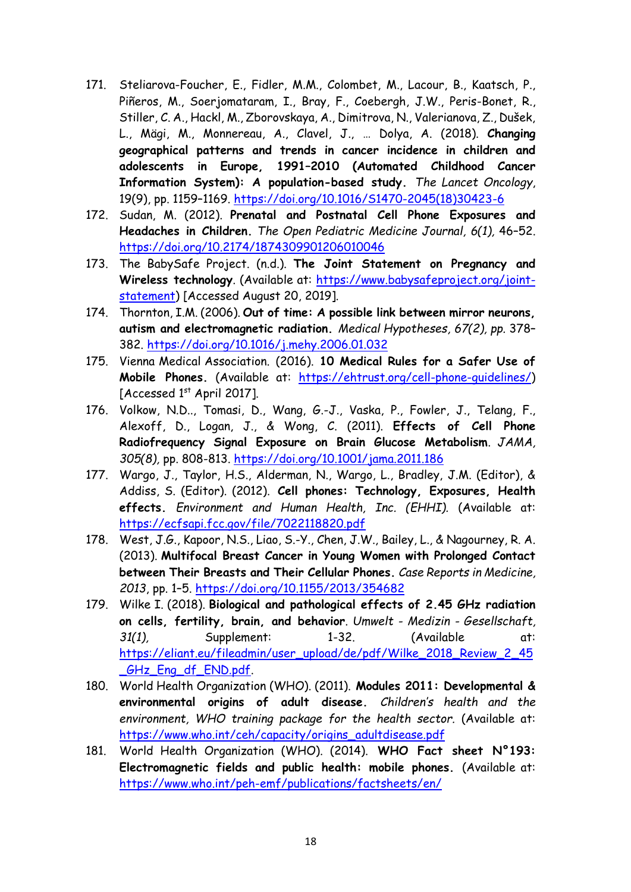171. Steliarova-Foucher, E., Fidler, M.M., Colombet, M., Lacour, B., Kaatsch, P., Piñeros, M., Soerjomataram, I., Bray, F., Coebergh, J.W., Peris-Bonet, R., Stiller, C. A., Hackl, M., Zborovskaya, A., Dimitrova, N., Valerianova, Z., Dušek, L., Mägi, M., Monnereau, A., Clavel, J., … Dolya, A. (2018). **Changing geographical patterns and trends in cancer incidence in children and adolescents in Europe, 1991–2010 (Automated Childhood Cancer Information System): A population-based study.** *The Lancet Oncology*, 19(9), pp. 1159–1169. https://doi.org/10.1016/S1470-2045(18)30423-6
172. Sudan, M. (2012). **Prenatal and Postnatal Cell Phone Exposures and Headaches in Children.** *The Open Pediatric Medicine Journal, 6(1),* 46–52. https://doi.org/10.2174/1874309901206010046
173. The BabySafe Project. (n.d.). **The Joint Statement on Pregnancy and Wireless technology**. (Available at: https://www.babysafeproject.org/joint-statement) [Accessed August 20, 2019].
174. Thornton, I.M. (2006). **Out of time: A possible link between mirror neurons, autism and electromagnetic radiation.** *Medical Hypotheses, 67(2), pp.* 378–382. https://doi.org/10.1016/j.mehy.2006.01.032
175. Vienna Medical Association. (2016). **10 Medical Rules for a Safer Use of Mobile Phones.** (Available at: https://ehtrust.org/cell-phone-guidelines/) [Accessed 1st April 2017].
176. Volkow, N.D.., Tomasi, D., Wang, G.-J., Vaska, P., Fowler, J., Telang, F., Alexoff, D., Logan, J., & Wong, C. (2011). **Effects of Cell Phone Radiofrequency Signal Exposure on Brain Glucose Metabolism**. *JAMA, 305(8),* pp. 808-813. https://doi.org/10.1001/jama.2011.186
177. Wargo, J., Taylor, H.S., Alderman, N., Wargo, L., Bradley, J.M. (Editor), & Addiss, S. (Editor). (2012). **Cell phones: Technology, Exposures, Health effects.** *Environment and Human Health, Inc. (EHHI).* (Available at: https://ecfsapi.fcc.gov/file/7022118820.pdf
178. West, J.G., Kapoor, N.S., Liao, S.-Y., Chen, J.W., Bailey, L., & Nagourney, R. A. (2013). **Multifocal Breast Cancer in Young Women with Prolonged Contact between Their Breasts and Their Cellular Phones.** *Case Reports in Medicine, 2013*, pp. 1–5. https://doi.org/10.1155/2013/354682
179. Wilke I. (2018). **Biological and pathological effects of 2.45 GHz radiation on cells, fertility, brain, and behavior**. *Umwelt - Medizin - Gesellschaft, 31(1),* Supplement: 1-32. (Available at: https://eliant.eu/fileadmin/user_upload/de/pdf/Wilke_2018_Review_2_45_GHz_Eng_df_END.pdf.
180. World Health Organization (WHO). (2011). **Modules 2011: Developmental & environmental origins of adult disease.** *Children's health and the environment, WHO training package for the health sector.* (Available at: https://www.who.int/ceh/capacity/origins_adultdisease.pdf
181. World Health Organization (WHO). (2014). **WHO Fact sheet N°193: Electromagnetic fields and public health: mobile phones.** (Available at: https://www.who.int/peh-emf/publications/factsheets/en/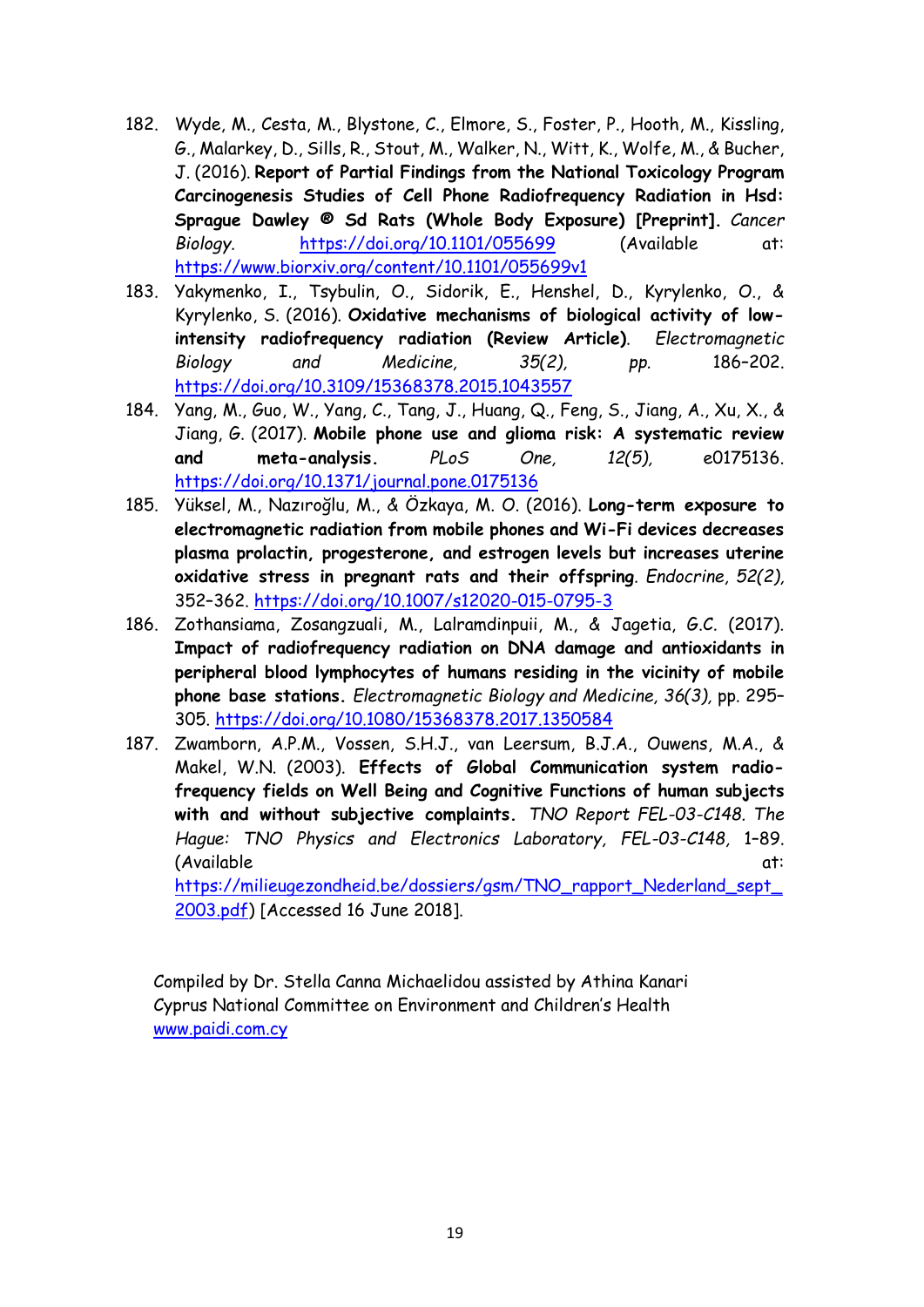182. Wyde, M., Cesta, M., Blystone, C., Elmore, S., Foster, P., Hooth, M., Kissling, G., Malarkey, D., Sills, R., Stout, M., Walker, N., Witt, K., Wolfe, M., & Bucher, J. (2016). **Report of Partial Findings from the National Toxicology Program Carcinogenesis Studies of Cell Phone Radiofrequency Radiation in Hsd: Sprague Dawley ® Sd Rats (Whole Body Exposure) [Preprint].** *Cancer Biology.* https://doi.org/10.1101/055699 (Available at: https://www.biorxiv.org/content/10.1101/055699v1
183. Yakymenko, I., Tsybulin, O., Sidorik, E., Henshel, D., Kyrylenko, O., & Kyrylenko, S. (2016). **Oxidative mechanisms of biological activity of low-intensity radiofrequency radiation (Review Article)**. *Electromagnetic Biology and Medicine, 35(2),* pp. 186–202. https://doi.org/10.3109/15368378.2015.1043557
184. Yang, M., Guo, W., Yang, C., Tang, J., Huang, Q., Feng, S., Jiang, A., Xu, X., & Jiang, G. (2017). **Mobile phone use and glioma risk: A systematic review and meta-analysis.** *PLoS One, 12(5),* e0175136. https://doi.org/10.1371/journal.pone.0175136
185. Yüksel, M., Nazıroğlu, M., & Özkaya, M. O. (2016). **Long-term exposure to electromagnetic radiation from mobile phones and Wi-Fi devices decreases plasma prolactin, progesterone, and estrogen levels but increases uterine oxidative stress in pregnant rats and their offspring**. *Endocrine, 52(2),* 352–362. https://doi.org/10.1007/s12020-015-0795-3
186. Zothansiama, Zosangzuali, M., Lalramdinpuii, M., & Jagetia, G.C. (2017). **Impact of radiofrequency radiation on DNA damage and antioxidants in peripheral blood lymphocytes of humans residing in the vicinity of mobile phone base stations.** *Electromagnetic Biology and Medicine, 36(3),* pp. 295–305. https://doi.org/10.1080/15368378.2017.1350584
187. Zwamborn, A.P.M., Vossen, S.H.J., van Leersum, B.J.A., Ouwens, M.A., & Makel, W.N. (2003). **Effects of Global Communication system radio-frequency fields on Well Being and Cognitive Functions of human subjects with and without subjective complaints.** *TNO Report FEL-03-C148. The Hague: TNO Physics and Electronics Laboratory, FEL-03-C148,* 1–89. (Available at: https://milieugezondheid.be/dossiers/gsm/TNO_rapport_Nederland_sept_2003.pdf) [Accessed 16 June 2018].

Compiled by Dr. Stella Canna Michaelidou assisted by Athina Kanari
Cyprus National Committee on Environment and Children's Health
www.paidi.com.cy